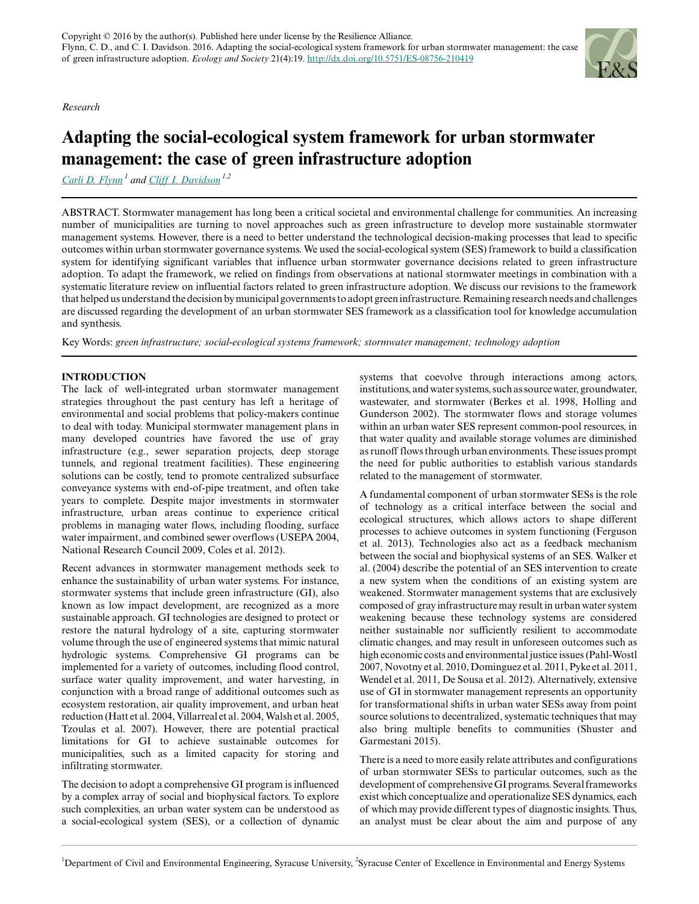*Research*

# Adapting the social-ecological system framework for urban stormwater management: the case of green infrastructure adoption

Carli D. Flynn[1] and Cliff I. Davidson[1,2]

ABSTRACT. Stormwater management has long been a critical societal and environmental challenge for communities. An increasing number of municipalities are turning to novel approaches such as green infrastructure to develop more sustainable stormwater management systems. However, there is a need to better understand the technological decision-making processes that lead to specific outcomes within urban stormwater governance systems. We used the social-ecological system (SES) framework to build a classification system for identifying significant variables that influence urban stormwater governance decisions related to green infrastructure adoption. To adapt the framework, we relied on findings from observations at national stormwater meetings in combination with a systematic literature review on influential factors related to green infrastructure adoption. We discuss our revisions to the framework that helped us understand the decision by municipal governments to adopt green infrastructure. Remaining research needs and challenges are discussed regarding the development of an urban stormwater SES framework as a classification tool for knowledge accumulation and synthesis.

Key Words: *green infrastructure; social-ecological systems framework; stormwater management; technology adoption*

## INTRODUCTION

The lack of well-integrated urban stormwater management strategies throughout the past century has left a heritage of environmental and social problems that policy-makers continue to deal with today. Municipal stormwater management plans in many developed countries have favored the use of gray infrastructure (e.g., sewer separation projects, deep storage tunnels, and regional treatment facilities). These engineering solutions can be costly, tend to promote centralized subsurface conveyance systems with end-of-pipe treatment, and often take years to complete. Despite major investments in stormwater infrastructure, urban areas continue to experience critical problems in managing water flows, including flooding, surface water impairment, and combined sewer overflows (USEPA 2004, National Research Council 2009, Coles et al. 2012).

Recent advances in stormwater management methods seek to enhance the sustainability of urban water systems. For instance, stormwater systems that include green infrastructure (GI), also known as low impact development, are recognized as a more sustainable approach. GI technologies are designed to protect or restore the natural hydrology of a site, capturing stormwater volume through the use of engineered systems that mimic natural hydrologic systems. Comprehensive GI programs can be implemented for a variety of outcomes, including flood control, surface water quality improvement, and water harvesting, in conjunction with a broad range of additional outcomes such as ecosystem restoration, air quality improvement, and urban heat reduction (Hatt et al. 2004, Villarreal et al. 2004, Walsh et al. 2005, Tzoulas et al. 2007). However, there are potential practical limitations for GI to achieve sustainable outcomes for municipalities, such as a limited capacity for storing and infiltrating stormwater.

The decision to adopt a comprehensive GI program is influenced by a complex array of social and biophysical factors. To explore such complexities, an urban water system can be understood as a social-ecological system (SES), or a collection of dynamic systems that coevolve through interactions among actors, institutions, and water systems, such as source water, groundwater, wastewater, and stormwater (Berkes et al. 1998, Holling and Gunderson 2002). The stormwater flows and storage volumes within an urban water SES represent common-pool resources, in that water quality and available storage volumes are diminished as runoff flows through urban environments. These issues prompt the need for public authorities to establish various standards related to the management of stormwater.

A fundamental component of urban stormwater SESs is the role of technology as a critical interface between the social and ecological structures, which allows actors to shape different processes to achieve outcomes in system functioning (Ferguson et al. 2013). Technologies also act as a feedback mechanism between the social and biophysical systems of an SES. Walker et al. (2004) describe the potential of an SES intervention to create a new system when the conditions of an existing system are weakened. Stormwater management systems that are exclusively composed of gray infrastructure may result in urban water system weakening because these technology systems are considered neither sustainable nor sufficiently resilient to accommodate climatic changes, and may result in unforeseen outcomes such as high economic costs and environmental justice issues (Pahl-Wostl 2007, Novotny et al. 2010, Dominguez et al. 2011, Pyke et al. 2011, Wendel et al. 2011, De Sousa et al. 2012). Alternatively, extensive use of GI in stormwater management represents an opportunity for transformational shifts in urban water SESs away from point source solutions to decentralized, systematic techniques that may also bring multiple benefits to communities (Shuster and Garmestani 2015).

There is a need to more easily relate attributes and configurations of urban stormwater SESs to particular outcomes, such as the development of comprehensive GI programs. Several frameworks exist which conceptualize and operationalize SES dynamics, each of which may provide different types of diagnostic insights. Thus, an analyst must be clear about the aim and purpose of any

[1]Department of Civil and Environmental Engineering, Syracuse University, [2]Syracuse Center of Excellence in Environmental and Energy Systems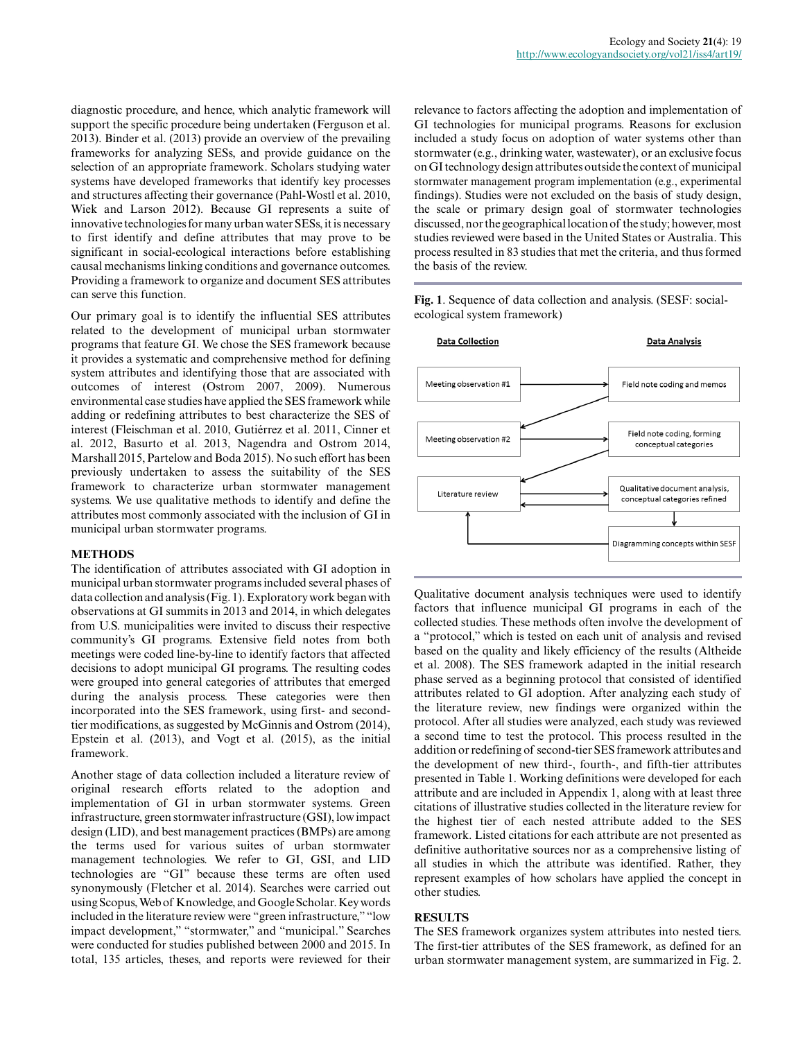diagnostic procedure, and hence, which analytic framework will support the specific procedure being undertaken (Ferguson et al. 2013). Binder et al. (2013) provide an overview of the prevailing frameworks for analyzing SESs, and provide guidance on the selection of an appropriate framework. Scholars studying water systems have developed frameworks that identify key processes and structures affecting their governance (Pahl-Wostl et al. 2010, Wiek and Larson 2012). Because GI represents a suite of innovative technologies for many urban water SESs, it is necessary to first identify and define attributes that may prove to be significant in social-ecological interactions before establishing causal mechanisms linking conditions and governance outcomes. Providing a framework to organize and document SES attributes can serve this function.

Our primary goal is to identify the influential SES attributes related to the development of municipal urban stormwater programs that feature GI. We chose the SES framework because it provides a systematic and comprehensive method for defining system attributes and identifying those that are associated with outcomes of interest (Ostrom 2007, 2009). Numerous environmental case studies have applied the SES framework while adding or redefining attributes to best characterize the SES of interest (Fleischman et al. 2010, Gutiérrez et al. 2011, Cinner et al. 2012, Basurto et al. 2013, Nagendra and Ostrom 2014, Marshall 2015, Partelow and Boda 2015). No such effort has been previously undertaken to assess the suitability of the SES framework to characterize urban stormwater management systems. We use qualitative methods to identify and define the attributes most commonly associated with the inclusion of GI in municipal urban stormwater programs.

## METHODS

The identification of attributes associated with GI adoption in municipal urban stormwater programs included several phases of data collection and analysis (Fig. 1). Exploratory work began with observations at GI summits in 2013 and 2014, in which delegates from U.S. municipalities were invited to discuss their respective community's GI programs. Extensive field notes from both meetings were coded line-by-line to identify factors that affected decisions to adopt municipal GI programs. The resulting codes were grouped into general categories of attributes that emerged during the analysis process. These categories were then incorporated into the SES framework, using first- and second-tier modifications, as suggested by McGinnis and Ostrom (2014), Epstein et al. (2013), and Vogt et al. (2015), as the initial framework.

Another stage of data collection included a literature review of original research efforts related to the adoption and implementation of GI in urban stormwater systems. Green infrastructure, green stormwater infrastructure (GSI), low impact design (LID), and best management practices (BMPs) are among the terms used for various suites of urban stormwater management technologies. We refer to GI, GSI, and LID technologies are "GI" because these terms are often used synonymously (Fletcher et al. 2014). Searches were carried out using Scopus, Web of Knowledge, and Google Scholar. Key words included in the literature review were "green infrastructure," "low impact development," "stormwater," and "municipal." Searches were conducted for studies published between 2000 and 2015. In total, 135 articles, theses, and reports were reviewed for their relevance to factors affecting the adoption and implementation of GI technologies for municipal programs. Reasons for exclusion included a study focus on adoption of water systems other than stormwater (e.g., drinking water, wastewater), or an exclusive focus on GI technology design attributes outside the context of municipal stormwater management program implementation (e.g., experimental findings). Studies were not excluded on the basis of study design, the scale or primary design goal of stormwater technologies discussed, nor the geographical location of the study; however, most studies reviewed were based in the United States or Australia. This process resulted in 83 studies that met the criteria, and thus formed the basis of the review.

**Fig. 1**. Sequence of data collection and analysis. (SESF: social-ecological system framework)

Qualitative document analysis techniques were used to identify factors that influence municipal GI programs in each of the collected studies. These methods often involve the development of a "protocol," which is tested on each unit of analysis and revised based on the quality and likely efficiency of the results (Altheide et al. 2008). The SES framework adapted in the initial research phase served as a beginning protocol that consisted of identified attributes related to GI adoption. After analyzing each study of the literature review, new findings were organized within the protocol. After all studies were analyzed, each study was reviewed a second time to test the protocol. This process resulted in the addition or redefining of second-tier SES framework attributes and the development of new third-, fourth-, and fifth-tier attributes presented in Table 1. Working definitions were developed for each attribute and are included in Appendix 1, along with at least three citations of illustrative studies collected in the literature review for the highest tier of each nested attribute added to the SES framework. Listed citations for each attribute are not presented as definitive authoritative sources nor as a comprehensive listing of all studies in which the attribute was identified. Rather, they represent examples of how scholars have applied the concept in other studies.

## RESULTS

The SES framework organizes system attributes into nested tiers. The first-tier attributes of the SES framework, as defined for an urban stormwater management system, are summarized in Fig. 2.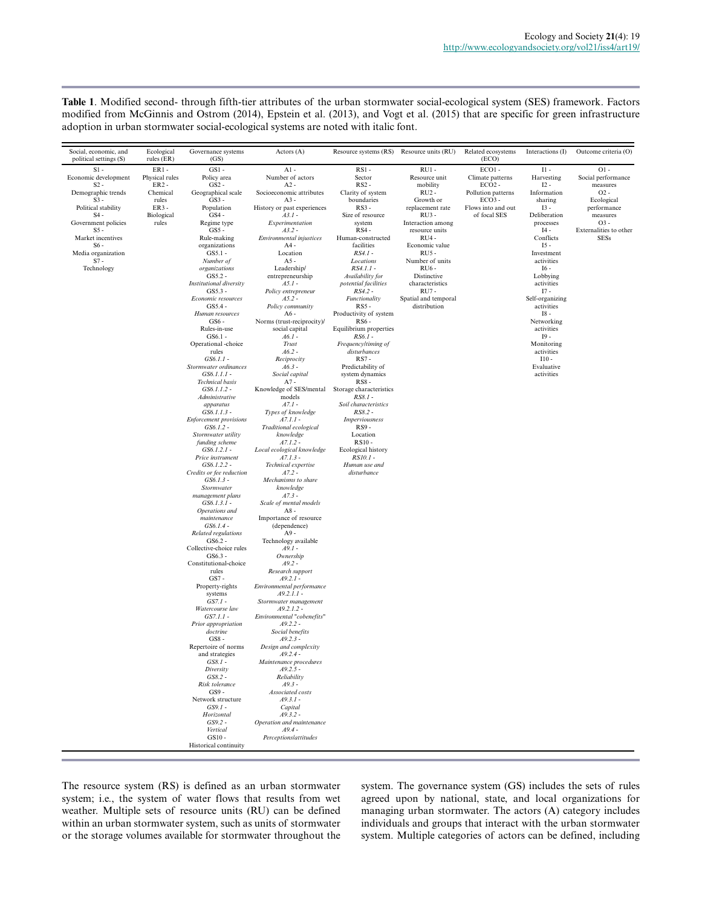**Table 1**. Modified second- through fifth-tier attributes of the urban stormwater social-ecological system (SES) framework. Factors modified from McGinnis and Ostrom (2014), Epstein et al. (2013), and Vogt et al. (2015) that are specific for green infrastructure adoption in urban stormwater social-ecological systems are noted with italic font.

| Social, economic, and political settings (S) | Ecological rules (ER) | Governance systems (GS) | Actors (A) | Resource systems (RS) | Resource units (RU) | Related ecosystems (ECO) | Interactions (I) | Outcome criteria (O) |
|---|---|---|---|---|---|---|---|---|
| S1 - Economic development<br>S2 - Demographic trends<br>S3 - Political stability<br>S4 - Government policies<br>S5 - Market incentives<br>S6 - Media organization<br>S7 - Technology | ER1 - Physical rules<br>ER2 - Chemical rules<br>ER3 - Biological rules | GS1 - Policy area<br>GS2 - Geographical scale<br>GS3 - Population<br>GS4 - Regime type<br>GS5 - Rule-making organizations<br>GS5.1 - *Number of organizations*<br>GS5.2 - *Institutional diversity*<br>GS5.3 - *Economic resources*<br>GS5.4 - *Human resources*<br>GS6 - Rules-in-use<br>GS6.1 - Operational -choice rules<br>*GS6.1.1 - Stormwater ordinances*<br>*GS6.1.1.1 - Technical basis*<br>*GS6.1.1.2 - Administrative apparatus*<br>*GS6.1.1.3 - Enforcement provisions*<br>*GS6.1.2 - Stormwater utility funding scheme*<br>*GS6.1.2.1 - Price instrument*<br>*GS6.1.2.2 - Credits or fee reduction*<br>*GS6.1.3 - Stormwater management plans*<br>*GS6.1.3.1 - Operations and maintenance*<br>*GS6.1.4 - Related regulations*<br>GS6.2 - Collective-choice rules<br>GS6.3 - Constitutional-choice rules<br>GS7 - Property-rights systems<br>*GS7.1 - Watercourse law*<br>*GS7.1.1 - Prior appropriation doctrine*<br>GS8 - Repertoire of norms and strategies<br>*GS8.1 - Diversity*<br>*GS8.2 - Risk tolerance*<br>GS9 - Network structure<br>*GS9.1 - Horizontal*<br>*GS9.2 - Vertical*<br>GS10 - Historical continuity | A1 - Number of actors<br>A2 - Socioeconomic attributes<br>A3 - History or past experiences<br>*A3.1 - Experimentation*<br>*A3.2 - Environmental injustices*<br>A4 - Location<br>A5 - Leadership/ entrepreneurship<br>*A5.1 - Policy entrepreneur*<br>*A5.2 - Policy community*<br>A6 - Norms (trust-reciprocity)/ social capital<br>*A6.1 - Trust*<br>*A6.2 - Reciprocity*<br>*A6.3 - Social capital*<br>A7 - Knowledge of SES/mental models<br>*A7.1 - Types of knowledge*<br>*A7.1.1 - Traditional ecological knowledge*<br>*A7.1.2 - Local ecological knowledge*<br>*A7.1.3 - Technical expertise*<br>*A7.2 - Mechanisms to share knowledge*<br>*A7.3 - Scale of mental models*<br>A8 - Importance of resource (dependence)<br>A9 - Technology available<br>*A9.1 - Ownership*<br>*A9.2 - Research support*<br>*A9.2.1 - Environmental performance*<br>*A9.2.1.1 - Stormwater management*<br>*A9.2.1.2 - Environmental "cobenefits"*<br>*A9.2.2 - Social benefits*<br>*A9.2.3 - Design and complexity*<br>*A9.2.4 - Maintenance procedures*<br>*A9.2.5 - Reliability*<br>*A9.3 - Associated costs*<br>*A9.3.1 - Capital*<br>*A9.3.2 - Operation and maintenance*<br>*A9.4 - Perceptions/attitudes* | RS1 - Sector<br>RS2 - Clarity of system boundaries<br>RS3 - Size of resource system<br>RS4 - Human-constructed facilities<br>*RS4.1 - Locations*<br>*RS4.1.1 - Availability for potential facilities*<br>*RS4.2 - Functionality*<br>RS5 - Productivity of system<br>RS6 - Equilibrium properties<br>*RS6.1 - Frequency/timing of disturbances*<br>RS7 - Predictability of system dynamics<br>RS8 - Storage characteristics<br>*RS8.1 - Soil characteristics*<br>*RS8.2 - Imperviousness*<br>RS9 - Location<br>RS10 - Ecological history<br>*RS10.1 - Human use and disturbance* | RU1 - Resource unit mobility<br>RU2 - Growth or replacement rate<br>RU3 - Interaction among resource units<br>RU4 - Economic value<br>RU5 - Number of units<br>RU6 - Distinctive characteristics<br>RU7 - Spatial and temporal distribution | ECO1 - Climate patterns<br>ECO2 - Pollution patterns<br>ECO3 - Flows into and out of focal SES | I1 - Harvesting<br>I2 - Information sharing<br>I3 - Deliberation processes<br>I4 - Conflicts<br>I5 - Investment activities<br>I6 - Lobbying activities<br>I7 - Self-organizing activities<br>I8 - Networking activities<br>I9 - Monitoring activities<br>I10 - Evaluative activities | O1 - Social performance measures<br>O2 - Ecological performance measures<br>O3 - Externalities to other SESs |

The resource system (RS) is defined as an urban stormwater system; i.e., the system of water flows that results from wet weather. Multiple sets of resource units (RU) can be defined within an urban stormwater system, such as units of stormwater or the storage volumes available for stormwater throughout the system. The governance system (GS) includes the sets of rules agreed upon by national, state, and local organizations for managing urban stormwater. The actors (A) category includes individuals and groups that interact with the urban stormwater system. Multiple categories of actors can be defined, including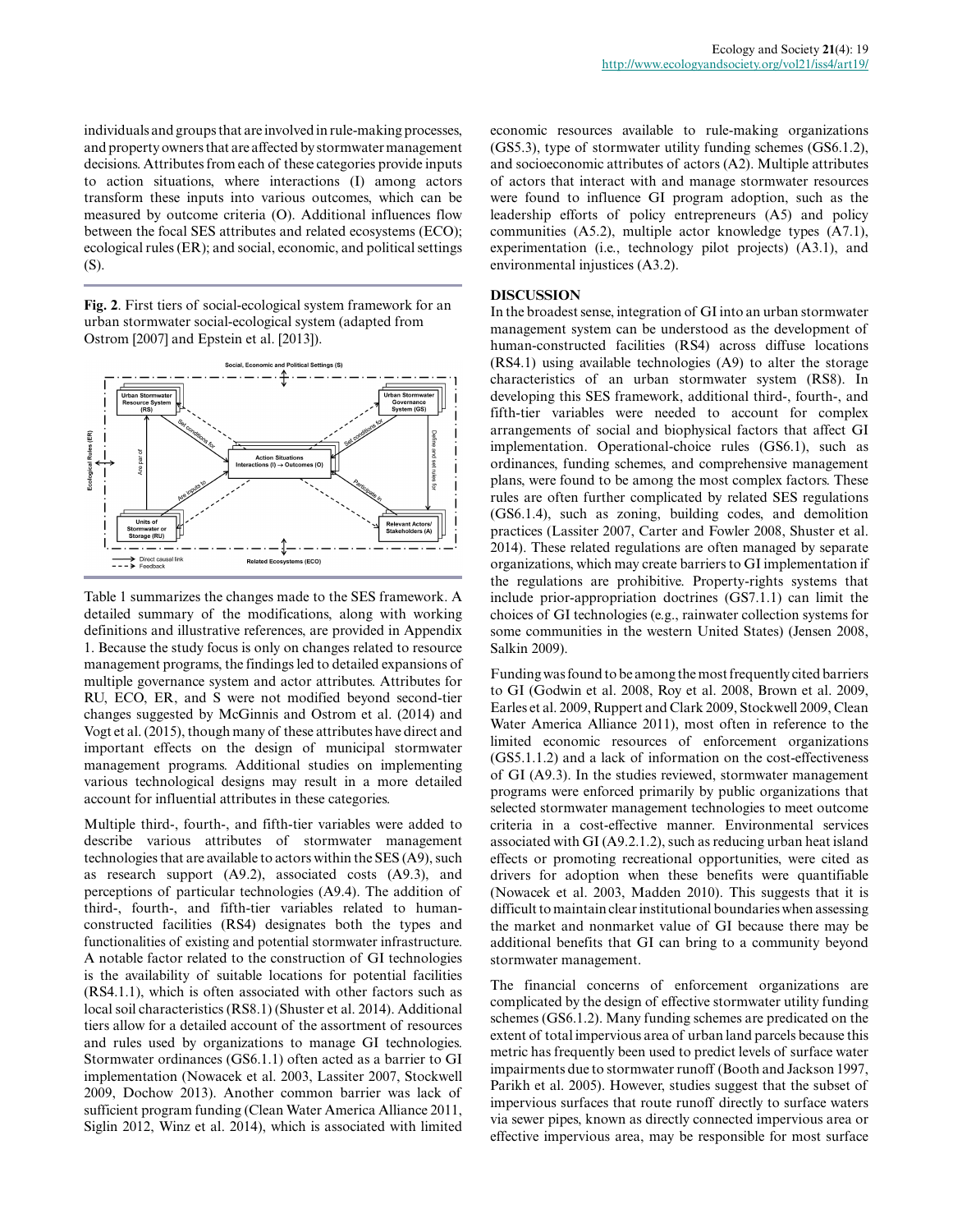individuals and groups that are involved in rule-making processes, and property owners that are affected by stormwater management decisions. Attributes from each of these categories provide inputs to action situations, where interactions (I) among actors transform these inputs into various outcomes, which can be measured by outcome criteria (O). Additional influences flow between the focal SES attributes and related ecosystems (ECO); ecological rules (ER); and social, economic, and political settings (S).

**Fig. 2**. First tiers of social-ecological system framework for an urban stormwater social-ecological system (adapted from Ostrom [2007] and Epstein et al. [2013]).

Table 1 summarizes the changes made to the SES framework. A detailed summary of the modifications, along with working definitions and illustrative references, are provided in Appendix 1. Because the study focus is only on changes related to resource management programs, the findings led to detailed expansions of multiple governance system and actor attributes. Attributes for RU, ECO, ER, and S were not modified beyond second-tier changes suggested by McGinnis and Ostrom et al. (2014) and Vogt et al. (2015), though many of these attributes have direct and important effects on the design of municipal stormwater management programs. Additional studies on implementing various technological designs may result in a more detailed account for influential attributes in these categories.

Multiple third-, fourth-, and fifth-tier variables were added to describe various attributes of stormwater management technologies that are available to actors within the SES (A9), such as research support (A9.2), associated costs (A9.3), and perceptions of particular technologies (A9.4). The addition of third-, fourth-, and fifth-tier variables related to human-constructed facilities (RS4) designates both the types and functionalities of existing and potential stormwater infrastructure. A notable factor related to the construction of GI technologies is the availability of suitable locations for potential facilities (RS4.1.1), which is often associated with other factors such as local soil characteristics (RS8.1) (Shuster et al. 2014). Additional tiers allow for a detailed account of the assortment of resources and rules used by organizations to manage GI technologies. Stormwater ordinances (GS6.1.1) often acted as a barrier to GI implementation (Nowacek et al. 2003, Lassiter 2007, Stockwell 2009, Dochow 2013). Another common barrier was lack of sufficient program funding (Clean Water America Alliance 2011, Siglin 2012, Winz et al. 2014), which is associated with limited economic resources available to rule-making organizations (GS5.3), type of stormwater utility funding schemes (GS6.1.2), and socioeconomic attributes of actors (A2). Multiple attributes of actors that interact with and manage stormwater resources were found to influence GI program adoption, such as the leadership efforts of policy entrepreneurs (A5) and policy communities (A5.2), multiple actor knowledge types (A7.1), experimentation (i.e., technology pilot projects) (A3.1), and environmental injustices (A3.2).

## DISCUSSION

In the broadest sense, integration of GI into an urban stormwater management system can be understood as the development of human-constructed facilities (RS4) across diffuse locations (RS4.1) using available technologies (A9) to alter the storage characteristics of an urban stormwater system (RS8). In developing this SES framework, additional third-, fourth-, and fifth-tier variables were needed to account for complex arrangements of social and biophysical factors that affect GI implementation. Operational-choice rules (GS6.1), such as ordinances, funding schemes, and comprehensive management plans, were found to be among the most complex factors. These rules are often further complicated by related SES regulations (GS6.1.4), such as zoning, building codes, and demolition practices (Lassiter 2007, Carter and Fowler 2008, Shuster et al. 2014). These related regulations are often managed by separate organizations, which may create barriers to GI implementation if the regulations are prohibitive. Property-rights systems that include prior-appropriation doctrines (GS7.1.1) can limit the choices of GI technologies (e.g., rainwater collection systems for some communities in the western United States) (Jensen 2008, Salkin 2009).

Funding was found to be among the most frequently cited barriers to GI (Godwin et al. 2008, Roy et al. 2008, Brown et al. 2009, Earles et al. 2009, Ruppert and Clark 2009, Stockwell 2009, Clean Water America Alliance 2011), most often in reference to the limited economic resources of enforcement organizations (GS5.1.1.2) and a lack of information on the cost-effectiveness of GI (A9.3). In the studies reviewed, stormwater management programs were enforced primarily by public organizations that selected stormwater management technologies to meet outcome criteria in a cost-effective manner. Environmental services associated with GI (A9.2.1.2), such as reducing urban heat island effects or promoting recreational opportunities, were cited as drivers for adoption when these benefits were quantifiable (Nowacek et al. 2003, Madden 2010). This suggests that it is difficult to maintain clear institutional boundaries when assessing the market and nonmarket value of GI because there may be additional benefits that GI can bring to a community beyond stormwater management.

The financial concerns of enforcement organizations are complicated by the design of effective stormwater utility funding schemes (GS6.1.2). Many funding schemes are predicated on the extent of total impervious area of urban land parcels because this metric has frequently been used to predict levels of surface water impairments due to stormwater runoff (Booth and Jackson 1997, Parikh et al. 2005). However, studies suggest that the subset of impervious surfaces that route runoff directly to surface waters via sewer pipes, known as directly connected impervious area or effective impervious area, may be responsible for most surface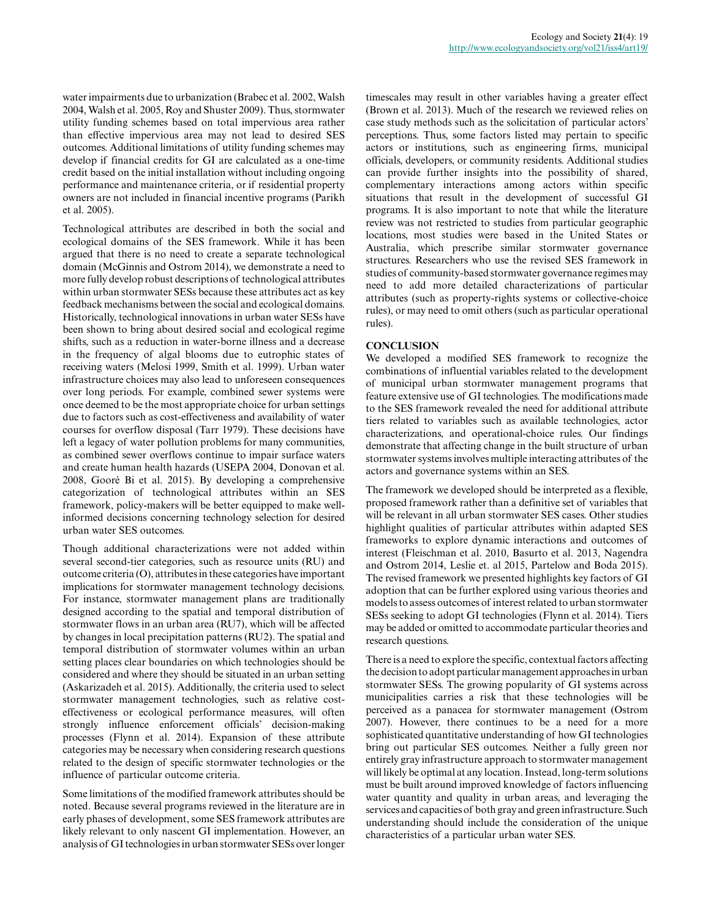water impairments due to urbanization (Brabec et al. 2002, Walsh 2004, Walsh et al. 2005, Roy and Shuster 2009). Thus, stormwater utility funding schemes based on total impervious area rather than effective impervious area may not lead to desired SES outcomes. Additional limitations of utility funding schemes may develop if financial credits for GI are calculated as a one-time credit based on the initial installation without including ongoing performance and maintenance criteria, or if residential property owners are not included in financial incentive programs (Parikh et al. 2005).

Technological attributes are described in both the social and ecological domains of the SES framework. While it has been argued that there is no need to create a separate technological domain (McGinnis and Ostrom 2014), we demonstrate a need to more fully develop robust descriptions of technological attributes within urban stormwater SESs because these attributes act as key feedback mechanisms between the social and ecological domains. Historically, technological innovations in urban water SESs have been shown to bring about desired social and ecological regime shifts, such as a reduction in water-borne illness and a decrease in the frequency of algal blooms due to eutrophic states of receiving waters (Melosi 1999, Smith et al. 1999). Urban water infrastructure choices may also lead to unforeseen consequences over long periods. For example, combined sewer systems were once deemed to be the most appropriate choice for urban settings due to factors such as cost-effectiveness and availability of water courses for overflow disposal (Tarr 1979). These decisions have left a legacy of water pollution problems for many communities, as combined sewer overflows continue to impair surface waters and create human health hazards (USEPA 2004, Donovan et al. 2008, Gooré Bi et al. 2015). By developing a comprehensive categorization of technological attributes within an SES framework, policy-makers will be better equipped to make well-informed decisions concerning technology selection for desired urban water SES outcomes.

Though additional characterizations were not added within several second-tier categories, such as resource units (RU) and outcome criteria (O), attributes in these categories have important implications for stormwater management technology decisions. For instance, stormwater management plans are traditionally designed according to the spatial and temporal distribution of stormwater flows in an urban area (RU7), which will be affected by changes in local precipitation patterns (RU2). The spatial and temporal distribution of stormwater volumes within an urban setting places clear boundaries on which technologies should be considered and where they should be situated in an urban setting (Askarizadeh et al. 2015). Additionally, the criteria used to select stormwater management technologies, such as relative cost-effectiveness or ecological performance measures, will often strongly influence enforcement officials' decision-making processes (Flynn et al. 2014). Expansion of these attribute categories may be necessary when considering research questions related to the design of specific stormwater technologies or the influence of particular outcome criteria.

Some limitations of the modified framework attributes should be noted. Because several programs reviewed in the literature are in early phases of development, some SES framework attributes are likely relevant to only nascent GI implementation. However, an analysis of GI technologies in urban stormwater SESs over longer timescales may result in other variables having a greater effect (Brown et al. 2013). Much of the research we reviewed relies on case study methods such as the solicitation of particular actors' perceptions. Thus, some factors listed may pertain to specific actors or institutions, such as engineering firms, municipal officials, developers, or community residents. Additional studies can provide further insights into the possibility of shared, complementary interactions among actors within specific situations that result in the development of successful GI programs. It is also important to note that while the literature review was not restricted to studies from particular geographic locations, most studies were based in the United States or Australia, which prescribe similar stormwater governance structures. Researchers who use the revised SES framework in studies of community-based stormwater governance regimes may need to add more detailed characterizations of particular attributes (such as property-rights systems or collective-choice rules), or may need to omit others (such as particular operational rules).

## CONCLUSION

We developed a modified SES framework to recognize the combinations of influential variables related to the development of municipal urban stormwater management programs that feature extensive use of GI technologies. The modifications made to the SES framework revealed the need for additional attribute tiers related to variables such as available technologies, actor characterizations, and operational-choice rules. Our findings demonstrate that affecting change in the built structure of urban stormwater systems involves multiple interacting attributes of the actors and governance systems within an SES.

The framework we developed should be interpreted as a flexible, proposed framework rather than a definitive set of variables that will be relevant in all urban stormwater SES cases. Other studies highlight qualities of particular attributes within adapted SES frameworks to explore dynamic interactions and outcomes of interest (Fleischman et al. 2010, Basurto et al. 2013, Nagendra and Ostrom 2014, Leslie et. al 2015, Partelow and Boda 2015). The revised framework we presented highlights key factors of GI adoption that can be further explored using various theories and models to assess outcomes of interest related to urban stormwater SESs seeking to adopt GI technologies (Flynn et al. 2014). Tiers may be added or omitted to accommodate particular theories and research questions.

There is a need to explore the specific, contextual factors affecting the decision to adopt particular management approaches in urban stormwater SESs. The growing popularity of GI systems across municipalities carries a risk that these technologies will be perceived as a panacea for stormwater management (Ostrom 2007). However, there continues to be a need for a more sophisticated quantitative understanding of how GI technologies bring out particular SES outcomes. Neither a fully green nor entirely gray infrastructure approach to stormwater management will likely be optimal at any location. Instead, long-term solutions must be built around improved knowledge of factors influencing water quantity and quality in urban areas, and leveraging the services and capacities of both gray and green infrastructure. Such understanding should include the consideration of the unique characteristics of a particular urban water SES.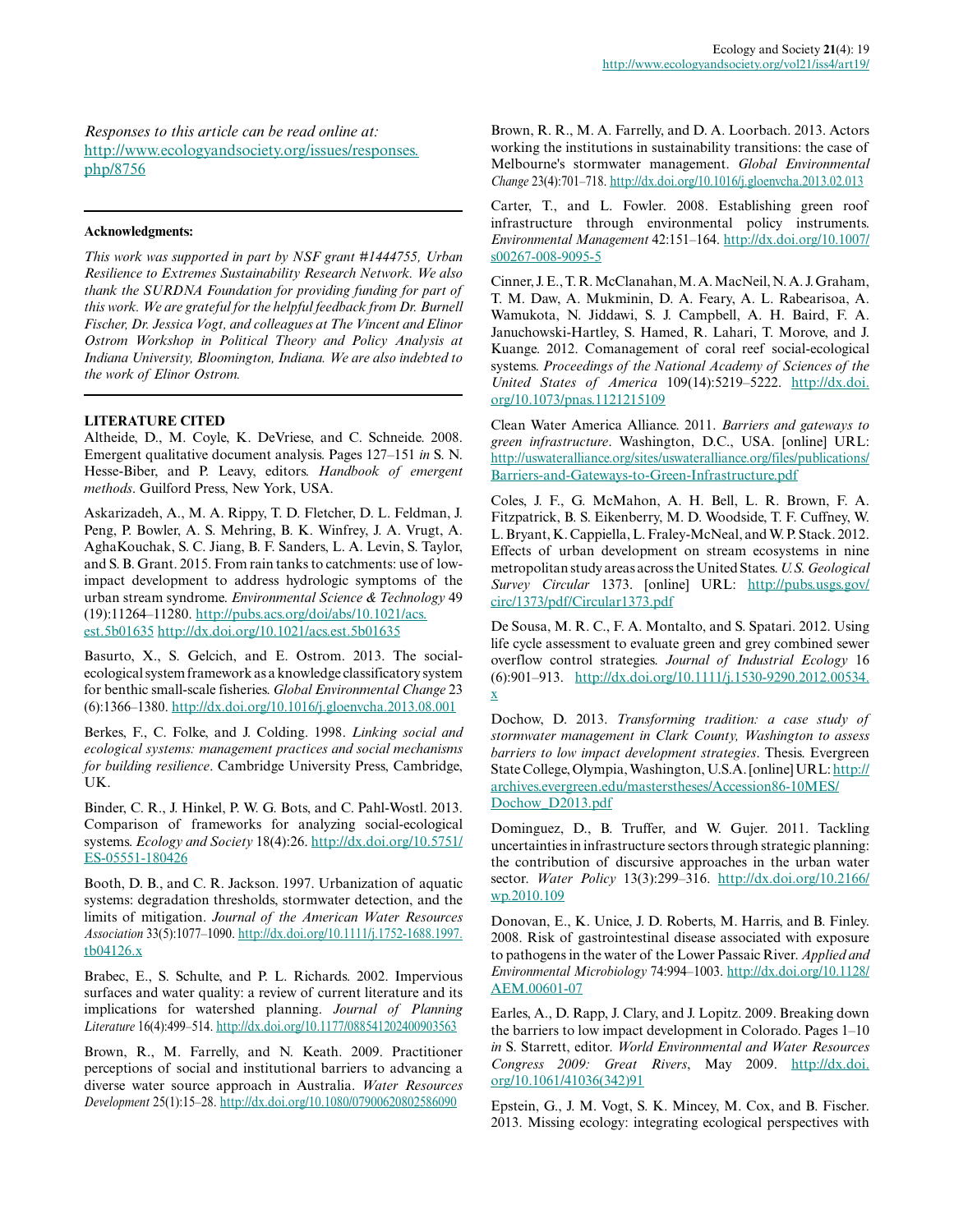*Responses to this article can be read online at:*
http://www.ecologyandsociety.org/issues/responses.php/8756

---

**Acknowledgments:**

*This work was supported in part by NSF grant #1444755, Urban Resilience to Extremes Sustainability Research Network. We also thank the SURDNA Foundation for providing funding for part of this work. We are grateful for the helpful feedback from Dr. Burnell Fischer, Dr. Jessica Vogt, and colleagues at The Vincent and Elinor Ostrom Workshop in Political Theory and Policy Analysis at Indiana University, Bloomington, Indiana. We are also indebted to the work of Elinor Ostrom.*

---

**LITERATURE CITED**

Altheide, D., M. Coyle, K. DeVriese, and C. Schneide. 2008. Emergent qualitative document analysis. Pages 127–151 *in* S. N. Hesse-Biber, and P. Leavy, editors. *Handbook of emergent methods*. Guilford Press, New York, USA.

Askarizadeh, A., M. A. Rippy, T. D. Fletcher, D. L. Feldman, J. Peng, P. Bowler, A. S. Mehring, B. K. Winfrey, J. A. Vrugt, A. AghaKouchak, S. C. Jiang, B. F. Sanders, L. A. Levin, S. Taylor, and S. B. Grant. 2015. From rain tanks to catchments: use of low-impact development to address hydrologic symptoms of the urban stream syndrome. *Environmental Science & Technology* 49 (19):11264–11280. http://pubs.acs.org/doi/abs/10.1021/acs.est.5b01635 http://dx.doi.org/10.1021/acs.est.5b01635

Basurto, X., S. Gelcich, and E. Ostrom. 2013. The social-ecological system framework as a knowledge classificatory system for benthic small-scale fisheries. *Global Environmental Change* 23 (6):1366–1380. http://dx.doi.org/10.1016/j.gloenvcha.2013.08.001

Berkes, F., C. Folke, and J. Colding. 1998. *Linking social and ecological systems: management practices and social mechanisms for building resilience*. Cambridge University Press, Cambridge, UK.

Binder, C. R., J. Hinkel, P. W. G. Bots, and C. Pahl-Wostl. 2013. Comparison of frameworks for analyzing social-ecological systems. *Ecology and Society* 18(4):26. http://dx.doi.org/10.5751/ES-05551-180426

Booth, D. B., and C. R. Jackson. 1997. Urbanization of aquatic systems: degradation thresholds, stormwater detection, and the limits of mitigation. *Journal of the American Water Resources Association* 33(5):1077–1090. http://dx.doi.org/10.1111/j.1752-1688.1997.tb04126.x

Brabec, E., S. Schulte, and P. L. Richards. 2002. Impervious surfaces and water quality: a review of current literature and its implications for watershed planning. *Journal of Planning Literature* 16(4):499–514. http://dx.doi.org/10.1177/088541202400903563

Brown, R., M. Farrelly, and N. Keath. 2009. Practitioner perceptions of social and institutional barriers to advancing a diverse water source approach in Australia. *Water Resources Development* 25(1):15–28. http://dx.doi.org/10.1080/07900620802586090

Brown, R. R., M. A. Farrelly, and D. A. Loorbach. 2013. Actors working the institutions in sustainability transitions: the case of Melbourne's stormwater management. *Global Environmental Change* 23(4):701–718. http://dx.doi.org/10.1016/j.gloenvcha.2013.02.013

Carter, T., and L. Fowler. 2008. Establishing green roof infrastructure through environmental policy instruments. *Environmental Management* 42:151–164. http://dx.doi.org/10.1007/s00267-008-9095-5

Cinner, J. E., T. R. McClanahan, M. A. MacNeil, N. A. J. Graham, T. M. Daw, A. Mukminin, D. A. Feary, A. L. Rabearisoa, A. Wamukota, N. Jiddawi, S. J. Campbell, A. H. Baird, F. A. Januchowski-Hartley, S. Hamed, R. Lahari, T. Morove, and J. Kuange. 2012. Comanagement of coral reef social-ecological systems. *Proceedings of the National Academy of Sciences of the United States of America* 109(14):5219–5222. http://dx.doi.org/10.1073/pnas.1121215109

Clean Water America Alliance. 2011. *Barriers and gateways to green infrastructure*. Washington, D.C., USA. [online] URL: http://uswateralliance.org/sites/uswateralliance.org/files/publications/Barriers-and-Gateways-to-Green-Infrastructure.pdf

Coles, J. F., G. McMahon, A. H. Bell, L. R. Brown, F. A. Fitzpatrick, B. S. Eikenberry, M. D. Woodside, T. F. Cuffney, W. L. Bryant, K. Cappiella, L. Fraley-McNeal, and W. P. Stack. 2012. Effects of urban development on stream ecosystems in nine metropolitan study areas across the United States. *U.S. Geological Survey Circular* 1373. [online] URL: http://pubs.usgs.gov/circ/1373/pdf/Circular1373.pdf

De Sousa, M. R. C., F. A. Montalto, and S. Spatari. 2012. Using life cycle assessment to evaluate green and grey combined sewer overflow control strategies. *Journal of Industrial Ecology* 16 (6):901–913. http://dx.doi.org/10.1111/j.1530-9290.2012.00534.x

Dochow, D. 2013. *Transforming tradition: a case study of stormwater management in Clark County, Washington to assess barriers to low impact development strategies*. Thesis. Evergreen State College, Olympia, Washington, U.S.A. [online] URL: http://archives.evergreen.edu/masterstheses/Accession86-10MES/Dochow_D2013.pdf

Dominguez, D., B. Truffer, and W. Gujer. 2011. Tackling uncertainties in infrastructure sectors through strategic planning: the contribution of discursive approaches in the urban water sector. *Water Policy* 13(3):299–316. http://dx.doi.org/10.2166/wp.2010.109

Donovan, E., K. Unice, J. D. Roberts, M. Harris, and B. Finley. 2008. Risk of gastrointestinal disease associated with exposure to pathogens in the water of the Lower Passaic River. *Applied and Environmental Microbiology* 74:994–1003. http://dx.doi.org/10.1128/AEM.00601-07

Earles, A., D. Rapp, J. Clary, and J. Lopitz. 2009. Breaking down the barriers to low impact development in Colorado. Pages 1–10 *in* S. Starrett, editor. *World Environmental and Water Resources Congress 2009: Great Rivers*, May 2009. http://dx.doi.org/10.1061/41036(342)91

Epstein, G., J. M. Vogt, S. K. Mincey, M. Cox, and B. Fischer. 2013. Missing ecology: integrating ecological perspectives with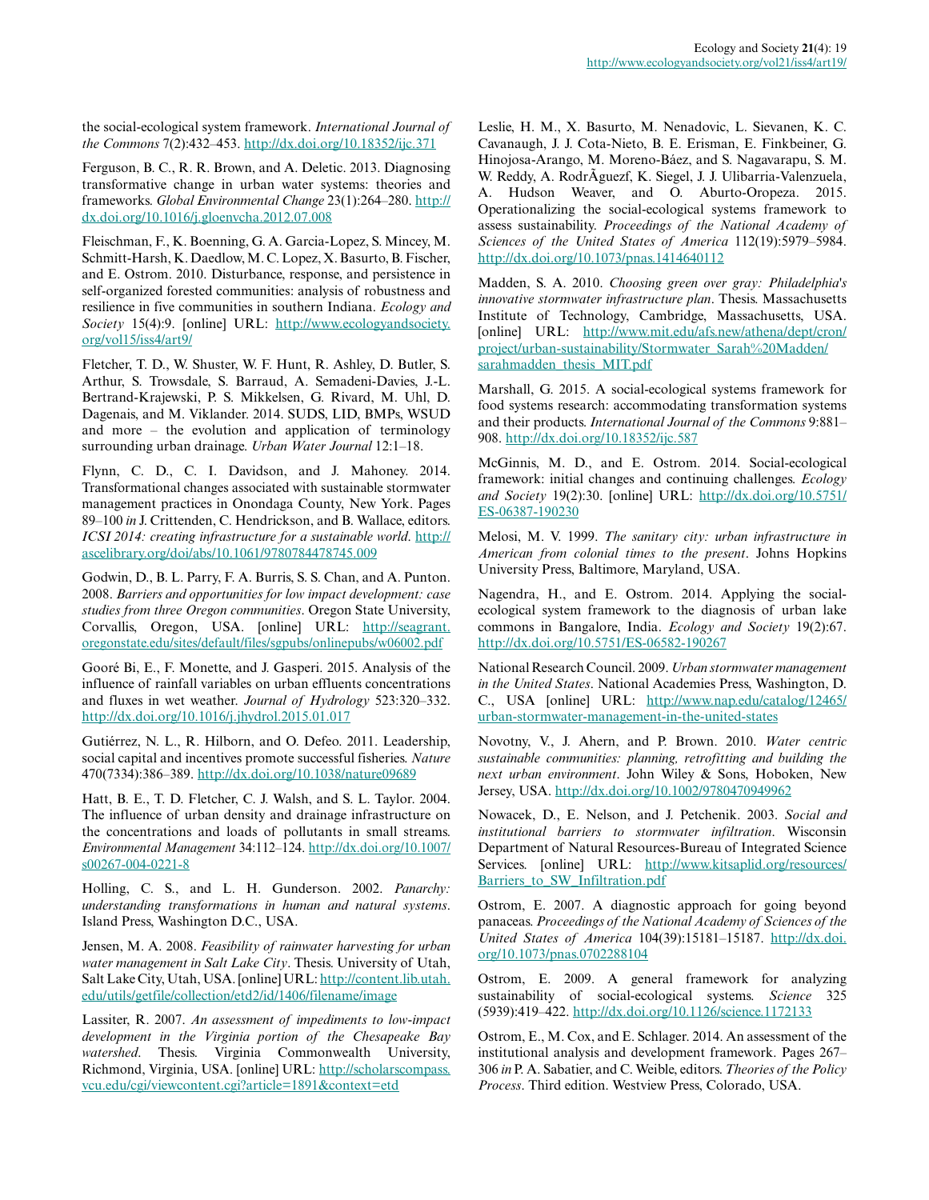the social-ecological system framework. *International Journal of the Commons* 7(2):432–453. http://dx.doi.org/10.18352/ijc.371

Ferguson, B. C., R. R. Brown, and A. Deletic. 2013. Diagnosing transformative change in urban water systems: theories and frameworks. *Global Environmental Change* 23(1):264–280. http://dx.doi.org/10.1016/j.gloenvcha.2012.07.008

Fleischman, F., K. Boenning, G. A. Garcia-Lopez, S. Mincey, M. Schmitt-Harsh, K. Daedlow, M. C. Lopez, X. Basurto, B. Fischer, and E. Ostrom. 2010. Disturbance, response, and persistence in self-organized forested communities: analysis of robustness and resilience in five communities in southern Indiana. *Ecology and Society* 15(4):9. [online] URL: http://www.ecologyandsociety.org/vol15/iss4/art9/

Fletcher, T. D., W. Shuster, W. F. Hunt, R. Ashley, D. Butler, S. Arthur, S. Trowsdale, S. Barraud, A. Semadeni-Davies, J.-L. Bertrand-Krajewski, P. S. Mikkelsen, G. Rivard, M. Uhl, D. Dagenais, and M. Viklander. 2014. SUDS, LID, BMPs, WSUD and more – the evolution and application of terminology surrounding urban drainage. *Urban Water Journal* 12:1–18.

Flynn, C. D., C. I. Davidson, and J. Mahoney. 2014. Transformational changes associated with sustainable stormwater management practices in Onondaga County, New York. Pages 89–100 *in* J. Crittenden, C. Hendrickson, and B. Wallace, editors. *ICSI 2014: creating infrastructure for a sustainable world*. http://ascelibrary.org/doi/abs/10.1061/9780784478745.009

Godwin, D., B. L. Parry, F. A. Burris, S. S. Chan, and A. Punton. 2008. *Barriers and opportunities for low impact development: case studies from three Oregon communities*. Oregon State University, Corvallis, Oregon, USA. [online] URL: http://seagrant.oregonstate.edu/sites/default/files/sgpubs/onlinepubs/w06002.pdf

Gooré Bi, E., F. Monette, and J. Gasperi. 2015. Analysis of the influence of rainfall variables on urban effluents concentrations and fluxes in wet weather. *Journal of Hydrology* 523:320–332. http://dx.doi.org/10.1016/j.jhydrol.2015.01.017

Gutiérrez, N. L., R. Hilborn, and O. Defeo. 2011. Leadership, social capital and incentives promote successful fisheries. *Nature* 470(7334):386–389. http://dx.doi.org/10.1038/nature09689

Hatt, B. E., T. D. Fletcher, C. J. Walsh, and S. L. Taylor. 2004. The influence of urban density and drainage infrastructure on the concentrations and loads of pollutants in small streams. *Environmental Management* 34:112–124. http://dx.doi.org/10.1007/s00267-004-0221-8

Holling, C. S., and L. H. Gunderson. 2002. *Panarchy: understanding transformations in human and natural systems*. Island Press, Washington D.C., USA.

Jensen, M. A. 2008. *Feasibility of rainwater harvesting for urban water management in Salt Lake City*. Thesis. University of Utah, Salt Lake City, Utah, USA. [online] URL: http://content.lib.utah.edu/utils/getfile/collection/etd2/id/1406/filename/image

Lassiter, R. 2007. *An assessment of impediments to low-impact development in the Virginia portion of the Chesapeake Bay watershed*. Thesis. Virginia Commonwealth University, Richmond, Virginia, USA. [online] URL: http://scholarscompass.vcu.edu/cgi/viewcontent.cgi?article=1891&context=etd

Leslie, H. M., X. Basurto, M. Nenadovic, L. Sievanen, K. C. Cavanaugh, J. J. Cota-Nieto, B. E. Erisman, E. Finkbeiner, G. Hinojosa-Arango, M. Moreno-Báez, and S. Nagavarapu, S. M. W. Reddy, A. RodrÃguezf, K. Siegel, J. J. Ulibarria-Valenzuela, A. Hudson Weaver, and O. Aburto-Oropeza. 2015. Operationalizing the social-ecological systems framework to assess sustainability. *Proceedings of the National Academy of Sciences of the United States of America* 112(19):5979–5984. http://dx.doi.org/10.1073/pnas.1414640112

Madden, S. A. 2010. *Choosing green over gray: Philadelphia's innovative stormwater infrastructure plan*. Thesis. Massachusetts Institute of Technology, Cambridge, Massachusetts, USA. [online] URL: http://www.mit.edu/afs.new/athena/dept/cron/project/urban-sustainability/Stormwater_Sarah%20Madden/sarahmadden_thesis_MIT.pdf

Marshall, G. 2015. A social-ecological systems framework for food systems research: accommodating transformation systems and their products. *International Journal of the Commons* 9:881–908. http://dx.doi.org/10.18352/ijc.587

McGinnis, M. D., and E. Ostrom. 2014. Social-ecological framework: initial changes and continuing challenges. *Ecology and Society* 19(2):30. [online] URL: http://dx.doi.org/10.5751/ES-06387-190230

Melosi, M. V. 1999. *The sanitary city: urban infrastructure in American from colonial times to the present*. Johns Hopkins University Press, Baltimore, Maryland, USA.

Nagendra, H., and E. Ostrom. 2014. Applying the social-ecological system framework to the diagnosis of urban lake commons in Bangalore, India. *Ecology and Society* 19(2):67. http://dx.doi.org/10.5751/ES-06582-190267

National Research Council. 2009. *Urban stormwater management in the United States*. National Academies Press, Washington, D. C., USA [online] URL: http://www.nap.edu/catalog/12465/urban-stormwater-management-in-the-united-states

Novotny, V., J. Ahern, and P. Brown. 2010. *Water centric sustainable communities: planning, retrofitting and building the next urban environment*. John Wiley & Sons, Hoboken, New Jersey, USA. http://dx.doi.org/10.1002/9780470949962

Nowacek, D., E. Nelson, and J. Petchenik. 2003. *Social and institutional barriers to stormwater infiltration*. Wisconsin Department of Natural Resources-Bureau of Integrated Science Services. [online] URL: http://www.kitsaplid.org/resources/Barriers_to_SW_Infiltration.pdf

Ostrom, E. 2007. A diagnostic approach for going beyond panaceas. *Proceedings of the National Academy of Sciences of the United States of America* 104(39):15181–15187. http://dx.doi.org/10.1073/pnas.0702288104

Ostrom, E. 2009. A general framework for analyzing sustainability of social-ecological systems. *Science* 325 (5939):419–422. http://dx.doi.org/10.1126/science.1172133

Ostrom, E., M. Cox, and E. Schlager. 2014. An assessment of the institutional analysis and development framework. Pages 267–306 *in* P. A. Sabatier, and C. Weible, editors. *Theories of the Policy Process*. Third edition. Westview Press, Colorado, USA.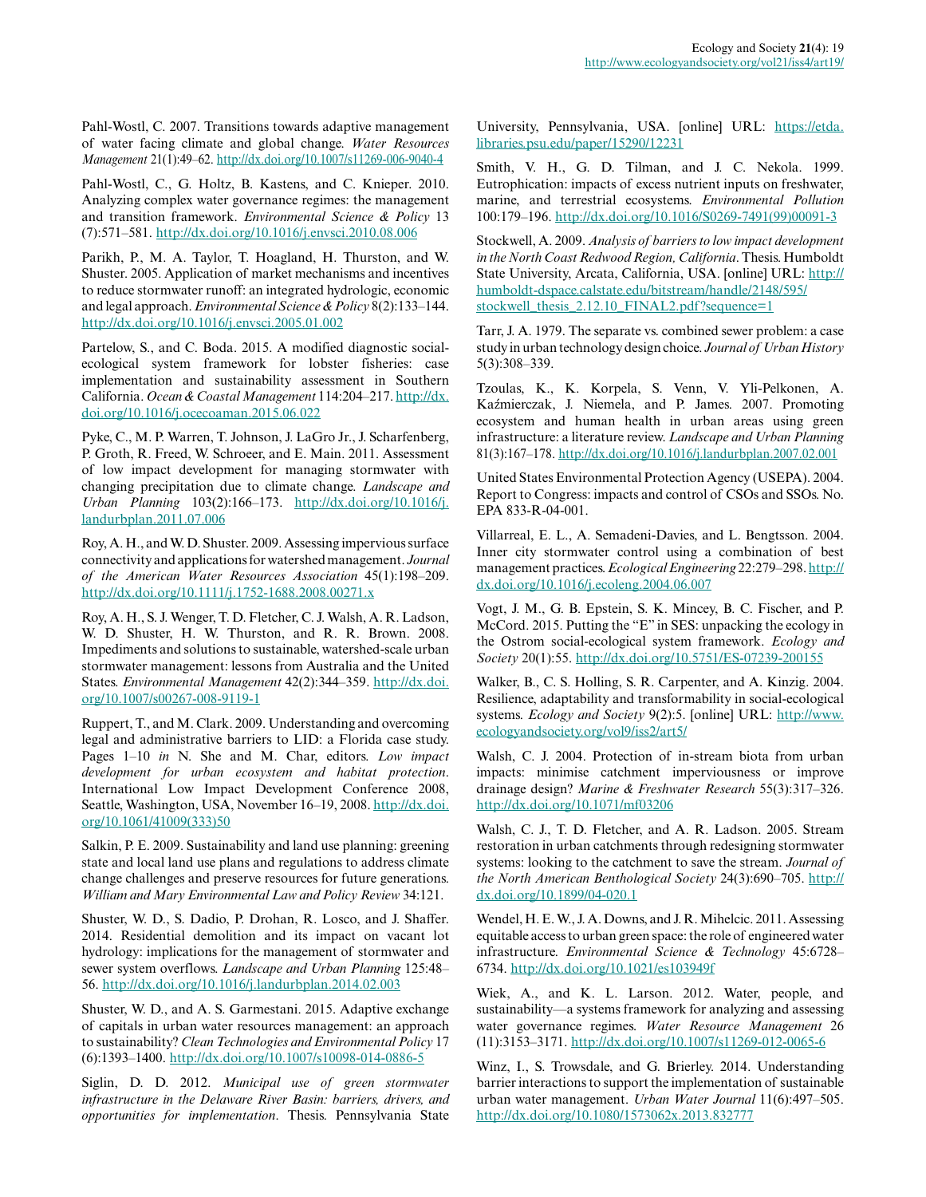Pahl-Wostl, C. 2007. Transitions towards adaptive management of water facing climate and global change. *Water Resources Management* 21(1):49–62. http://dx.doi.org/10.1007/s11269-006-9040-4

Pahl-Wostl, C., G. Holtz, B. Kastens, and C. Knieper. 2010. Analyzing complex water governance regimes: the management and transition framework. *Environmental Science & Policy* 13 (7):571–581. http://dx.doi.org/10.1016/j.envsci.2010.08.006

Parikh, P., M. A. Taylor, T. Hoagland, H. Thurston, and W. Shuster. 2005. Application of market mechanisms and incentives to reduce stormwater runoff: an integrated hydrologic, economic and legal approach. *Environmental Science & Policy* 8(2):133–144. http://dx.doi.org/10.1016/j.envsci.2005.01.002

Partelow, S., and C. Boda. 2015. A modified diagnostic social-ecological system framework for lobster fisheries: case implementation and sustainability assessment in Southern California. *Ocean & Coastal Management* 114:204–217. http://dx.doi.org/10.1016/j.ocecoaman.2015.06.022

Pyke, C., M. P. Warren, T. Johnson, J. LaGro Jr., J. Scharfenberg, P. Groth, R. Freed, W. Schroeer, and E. Main. 2011. Assessment of low impact development for managing stormwater with changing precipitation due to climate change. *Landscape and Urban Planning* 103(2):166–173. http://dx.doi.org/10.1016/j.landurbplan.2011.07.006

Roy, A. H., and W. D. Shuster. 2009. Assessing impervious surface connectivity and applications for watershed management. *Journal of the American Water Resources Association* 45(1):198–209. http://dx.doi.org/10.1111/j.1752-1688.2008.00271.x

Roy, A. H., S. J. Wenger, T. D. Fletcher, C. J. Walsh, A. R. Ladson, W. D. Shuster, H. W. Thurston, and R. R. Brown. 2008. Impediments and solutions to sustainable, watershed-scale urban stormwater management: lessons from Australia and the United States. *Environmental Management* 42(2):344–359. http://dx.doi.org/10.1007/s00267-008-9119-1

Ruppert, T., and M. Clark. 2009. Understanding and overcoming legal and administrative barriers to LID: a Florida case study. Pages 1–10 *in* N. She and M. Char, editors. *Low impact development for urban ecosystem and habitat protection*. International Low Impact Development Conference 2008, Seattle, Washington, USA, November 16–19, 2008. http://dx.doi.org/10.1061/41009(333)50

Salkin, P. E. 2009. Sustainability and land use planning: greening state and local land use plans and regulations to address climate change challenges and preserve resources for future generations. *William and Mary Environmental Law and Policy Review* 34:121.

Shuster, W. D., S. Dadio, P. Drohan, R. Losco, and J. Shaffer. 2014. Residential demolition and its impact on vacant lot hydrology: implications for the management of stormwater and sewer system overflows. *Landscape and Urban Planning* 125:48–56. http://dx.doi.org/10.1016/j.landurbplan.2014.02.003

Shuster, W. D., and A. S. Garmestani. 2015. Adaptive exchange of capitals in urban water resources management: an approach to sustainability? *Clean Technologies and Environmental Policy* 17 (6):1393–1400. http://dx.doi.org/10.1007/s10098-014-0886-5

Siglin, D. D. 2012. *Municipal use of green stormwater infrastructure in the Delaware River Basin: barriers, drivers, and opportunities for implementation*. Thesis. Pennsylvania State University, Pennsylvania, USA. [online] URL: https://etda.libraries.psu.edu/paper/15290/12231

Smith, V. H., G. D. Tilman, and J. C. Nekola. 1999. Eutrophication: impacts of excess nutrient inputs on freshwater, marine, and terrestrial ecosystems. *Environmental Pollution* 100:179–196. http://dx.doi.org/10.1016/S0269-7491(99)00091-3

Stockwell, A. 2009. *Analysis of barriers to low impact development in the North Coast Redwood Region, California*. Thesis. Humboldt State University, Arcata, California, USA. [online] URL: http://humboldt-dspace.calstate.edu/bitstream/handle/2148/595/stockwell_thesis_2.12.10_FINAL2.pdf?sequence=1

Tarr, J. A. 1979. The separate vs. combined sewer problem: a case study in urban technology design choice. *Journal of Urban History* 5(3):308–339.

Tzoulas, K., K. Korpela, S. Venn, V. Yli-Pelkonen, A. Kaźmierczak, J. Niemela, and P. James. 2007. Promoting ecosystem and human health in urban areas using green infrastructure: a literature review. *Landscape and Urban Planning* 81(3):167–178. http://dx.doi.org/10.1016/j.landurbplan.2007.02.001

United States Environmental Protection Agency (USEPA). 2004. Report to Congress: impacts and control of CSOs and SSOs. No. EPA 833-R-04-001.

Villarreal, E. L., A. Semadeni-Davies, and L. Bengtsson. 2004. Inner city stormwater control using a combination of best management practices. *Ecological Engineering* 22:279–298. http://dx.doi.org/10.1016/j.ecoleng.2004.06.007

Vogt, J. M., G. B. Epstein, S. K. Mincey, B. C. Fischer, and P. McCord. 2015. Putting the "E" in SES: unpacking the ecology in the Ostrom social-ecological system framework. *Ecology and Society* 20(1):55. http://dx.doi.org/10.5751/ES-07239-200155

Walker, B., C. S. Holling, S. R. Carpenter, and A. Kinzig. 2004. Resilience, adaptability and transformability in social-ecological systems. *Ecology and Society* 9(2):5. [online] URL: http://www.ecologyandsociety.org/vol9/iss2/art5/

Walsh, C. J. 2004. Protection of in-stream biota from urban impacts: minimise catchment imperviousness or improve drainage design? *Marine & Freshwater Research* 55(3):317–326. http://dx.doi.org/10.1071/mf03206

Walsh, C. J., T. D. Fletcher, and A. R. Ladson. 2005. Stream restoration in urban catchments through redesigning stormwater systems: looking to the catchment to save the stream. *Journal of the North American Benthological Society* 24(3):690–705. http://dx.doi.org/10.1899/04-020.1

Wendel, H. E. W., J. A. Downs, and J. R. Mihelcic. 2011. Assessing equitable access to urban green space: the role of engineered water infrastructure. *Environmental Science & Technology* 45:6728–6734. http://dx.doi.org/10.1021/es103949f

Wiek, A., and K. L. Larson. 2012. Water, people, and sustainability—a systems framework for analyzing and assessing water governance regimes. *Water Resource Management* 26 (11):3153–3171. http://dx.doi.org/10.1007/s11269-012-0065-6

Winz, I., S. Trowsdale, and G. Brierley. 2014. Understanding barrier interactions to support the implementation of sustainable urban water management. *Urban Water Journal* 11(6):497–505. http://dx.doi.org/10.1080/1573062x.2013.832777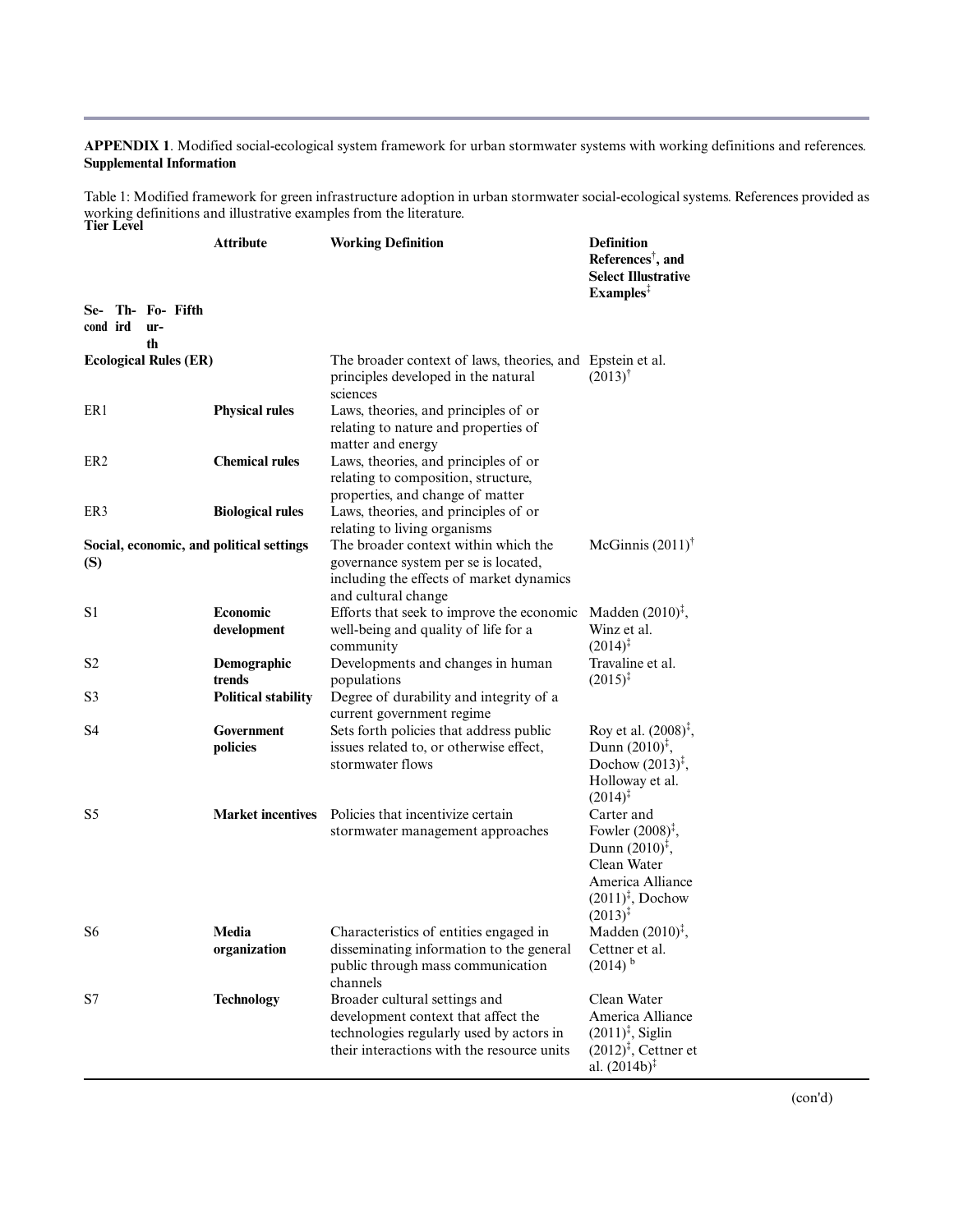**APPENDIX 1**. Modified social-ecological system framework for urban stormwater systems with working definitions and references.
**Supplemental Information**

Table 1: Modified framework for green infrastructure adoption in urban stormwater social-ecological systems. References provided as working definitions and illustrative examples from the literature.

| Tier Level (Second, Third, Fourth, Fifth) | Attribute | Working Definition | Definition References†, and Select Illustrative Examples‡ |
|---|---|---|---|
| **Ecological Rules (ER)** | | The broader context of laws, theories, and principles developed in the natural sciences | Epstein et al. (2013)† |
| ER1 | **Physical rules** | Laws, theories, and principles of or relating to nature and properties of matter and energy | |
| ER2 | **Chemical rules** | Laws, theories, and principles of or relating to composition, structure, properties, and change of matter | |
| ER3 | **Biological rules** | Laws, theories, and principles of or relating to living organisms | |
| **Social, economic, and political settings (S)** | | The broader context within which the governance system per se is located, including the effects of market dynamics and cultural change | McGinnis (2011)† |
| S1 | **Economic development** | Efforts that seek to improve the economic well-being and quality of life for a community | Madden (2010)‡, Winz et al. (2014)‡ |
| S2 | **Demographic trends** | Developments and changes in human populations | Travaline et al. (2015)‡ |
| S3 | **Political stability** | Degree of durability and integrity of a current government regime | |
| S4 | **Government policies** | Sets forth policies that address public issues related to, or otherwise effect, stormwater flows | Roy et al. (2008)‡, Dunn (2010)‡, Dochow (2013)‡, Holloway et al. (2014)‡ |
| S5 | **Market incentives** | Policies that incentivize certain stormwater management approaches | Carter and Fowler (2008)‡, Dunn (2010)‡, Clean Water America Alliance (2011)‡, Dochow (2013)‡ |
| S6 | **Media organization** | Characteristics of entities engaged in disseminating information to the general public through mass communication channels | Madden (2010)‡, Cettner et al. (2014) b |
| S7 | **Technology** | Broader cultural settings and development context that affect the technologies regularly used by actors in their interactions with the resource units | Clean Water America Alliance (2011)‡, Siglin (2012)‡, Cettner et al. (2014b)‡ |

(con'd)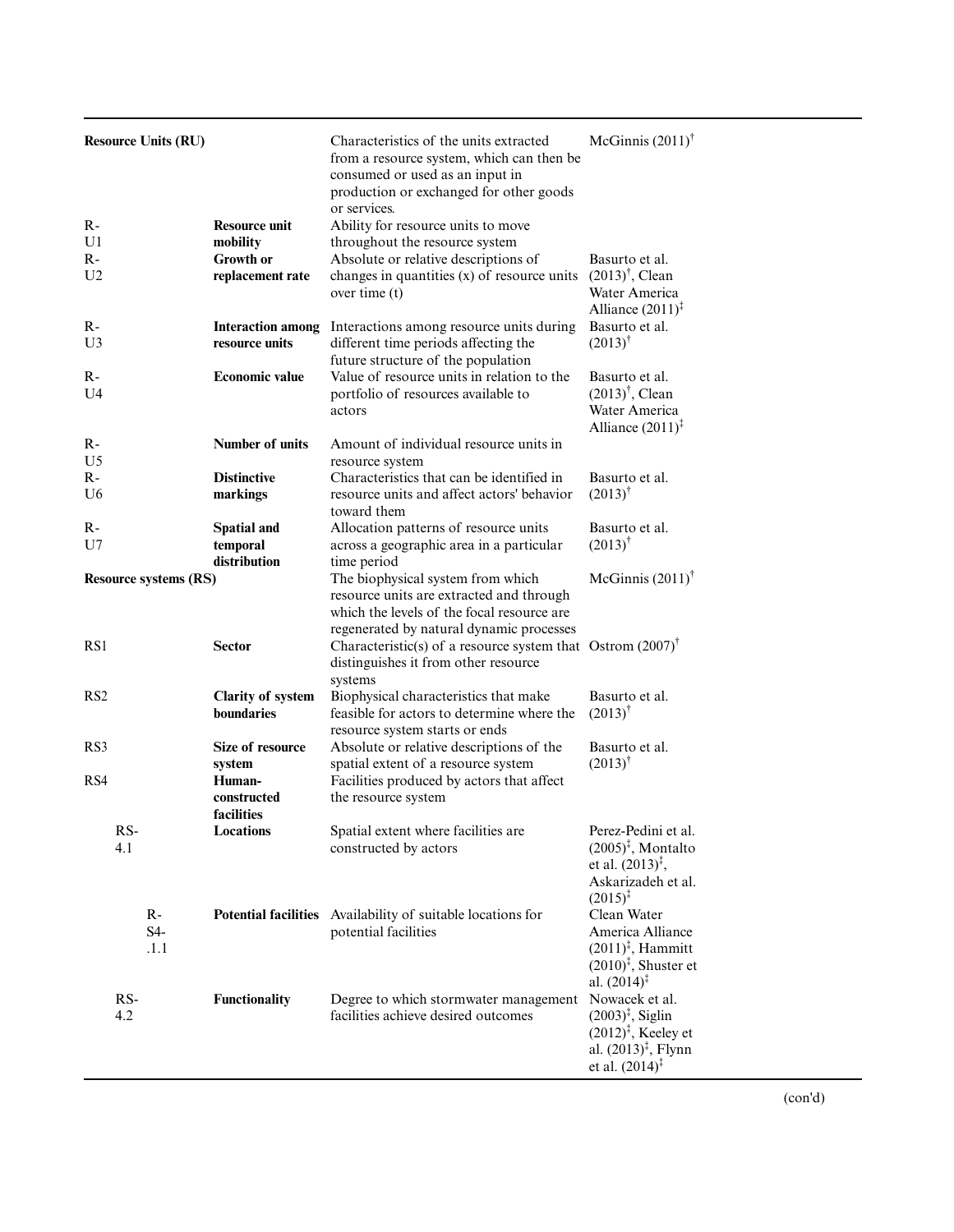| | | | |
|---|---|---|---|
| **Resource Units (RU)** | | Characteristics of the units extracted from a resource system, which can then be consumed or used as an input in production or exchanged for other goods or services. | McGinnis (2011)[†] |
| R-U1 | **Resource unit mobility** | Ability for resource units to move throughout the resource system | |
| R-U2 | **Growth or replacement rate** | Absolute or relative descriptions of changes in quantities (x) of resource units over time (t) | Basurto et al. (2013)[†], Clean Water America Alliance (2011)[‡] |
| R-U3 | **Interaction among resource units** | Interactions among resource units during different time periods affecting the future structure of the population | Basurto et al. (2013)[†] |
| R-U4 | **Economic value** | Value of resource units in relation to the portfolio of resources available to actors | Basurto et al. (2013)[†], Clean Water America Alliance (2011)[‡] |
| R-U5 | **Number of units** | Amount of individual resource units in resource system | |
| R-U6 | **Distinctive markings** | Characteristics that can be identified in resource units and affect actors' behavior toward them | Basurto et al. (2013)[†] |
| R-U7 | **Spatial and temporal distribution** | Allocation patterns of resource units across a geographic area in a particular time period | Basurto et al. (2013)[†] |
| **Resource systems (RS)** | | The biophysical system from which resource units are extracted and through which the levels of the focal resource are regenerated by natural dynamic processes | McGinnis (2011)[†] |
| RS1 | **Sector** | Characteristic(s) of a resource system that distinguishes it from other resource systems | Ostrom (2007)[†] |
| RS2 | **Clarity of system boundaries** | Biophysical characteristics that make feasible for actors to determine where the resource system starts or ends | Basurto et al. (2013)[†] |
| RS3 | **Size of resource system** | Absolute or relative descriptions of the spatial extent of a resource system | Basurto et al. (2013)[†] |
| RS4 | **Human-constructed facilities** | Facilities produced by actors that affect the resource system | |
| RS-4.1 | **Locations** | Spatial extent where facilities are constructed by actors | Perez-Pedini et al. (2005)[‡], Montalto et al. (2013)[‡], Askarizadeh et al. (2015)[‡] |
| R-S4-.1.1 | **Potential facilities** | Availability of suitable locations for potential facilities | Clean Water America Alliance (2011)[‡], Hammitt (2010)[‡], Shuster et al. (2014)[‡] |
| RS-4.2 | **Functionality** | Degree to which stormwater management facilities achieve desired outcomes | Nowacek et al. (2003)[‡], Siglin (2012)[‡], Keeley et al. (2013)[‡], Flynn et al. (2014)[‡] |

(con'd)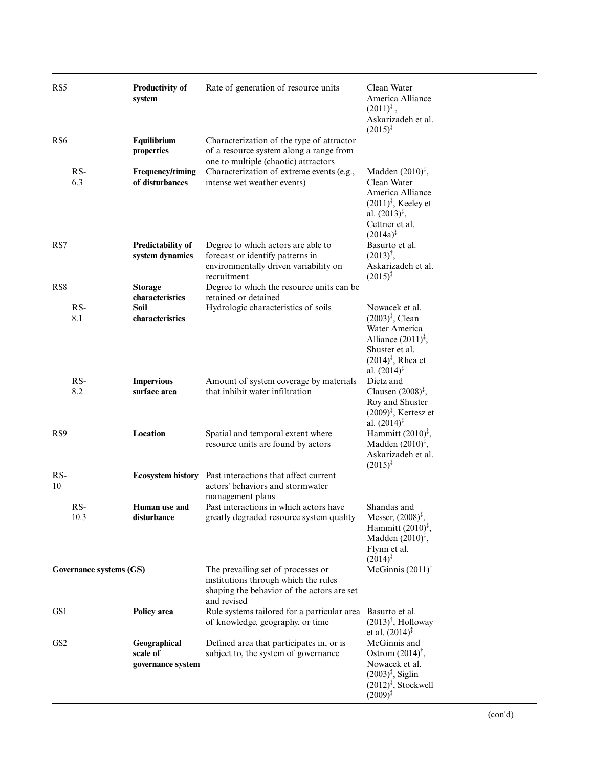| | | | | |
|---|---|---|---|---|
| RS5 | | **Productivity of system** | Rate of generation of resource units | Clean Water America Alliance (2011)[‡], Askarizadeh et al. (2015)[‡] |
| RS6 | | **Equilibrium properties** | Characterization of the type of attractor of a resource system along a range from one to multiple (chaotic) attractors | |
| | RS-6.3 | **Frequency/timing of disturbances** | Characterization of extreme events (e.g., intense wet weather events) | Madden (2010)[‡], Clean Water America Alliance (2011)[‡], Keeley et al. (2013)[‡], Cettner et al. (2014a)[‡] |
| RS7 | | **Predictability of system dynamics** | Degree to which actors are able to forecast or identify patterns in environmentally driven variability on recruitment | Basurto et al. (2013)[†], Askarizadeh et al. (2015)[‡] |
| RS8 | | **Storage characteristics** | Degree to which the resource units can be retained or detained | |
| | RS-8.1 | **Soil characteristics** | Hydrologic characteristics of soils | Nowacek et al. (2003)[‡], Clean Water America Alliance (2011)[‡], Shuster et al. (2014)[‡], Rhea et al. (2014)[‡] |
| | RS-8.2 | **Impervious surface area** | Amount of system coverage by materials that inhibit water infiltration | Dietz and Clausen (2008)[‡], Roy and Shuster (2009)[‡], Kertesz et al. (2014)[‡] |
| RS9 | | **Location** | Spatial and temporal extent where resource units are found by actors | Hammitt (2010)[‡], Madden (2010)[‡], Askarizadeh et al. (2015)[‡] |
| RS-10 | | **Ecosystem history** | Past interactions that affect current actors' behaviors and stormwater management plans | |
| | RS-10.3 | **Human use and disturbance** | Past interactions in which actors have greatly degraded resource system quality | Shandas and Messer, (2008)[‡], Hammitt (2010)[‡], Madden (2010)[‡], Flynn et al. (2014)[‡] |
| **Governance systems (GS)** | | | The prevailing set of processes or institutions through which the rules shaping the behavior of the actors are set and revised | McGinnis (2011)[†] |
| GS1 | | **Policy area** | Rule systems tailored for a particular area of knowledge, geography, or time | Basurto et al. (2013)[†], Holloway et al. (2014)[‡] |
| GS2 | | **Geographical scale of governance system** | Defined area that participates in, or is subject to, the system of governance | McGinnis and Ostrom (2014)[†], Nowacek et al. (2003)[‡], Siglin (2012)[‡], Stockwell (2009)[‡] |

(con'd)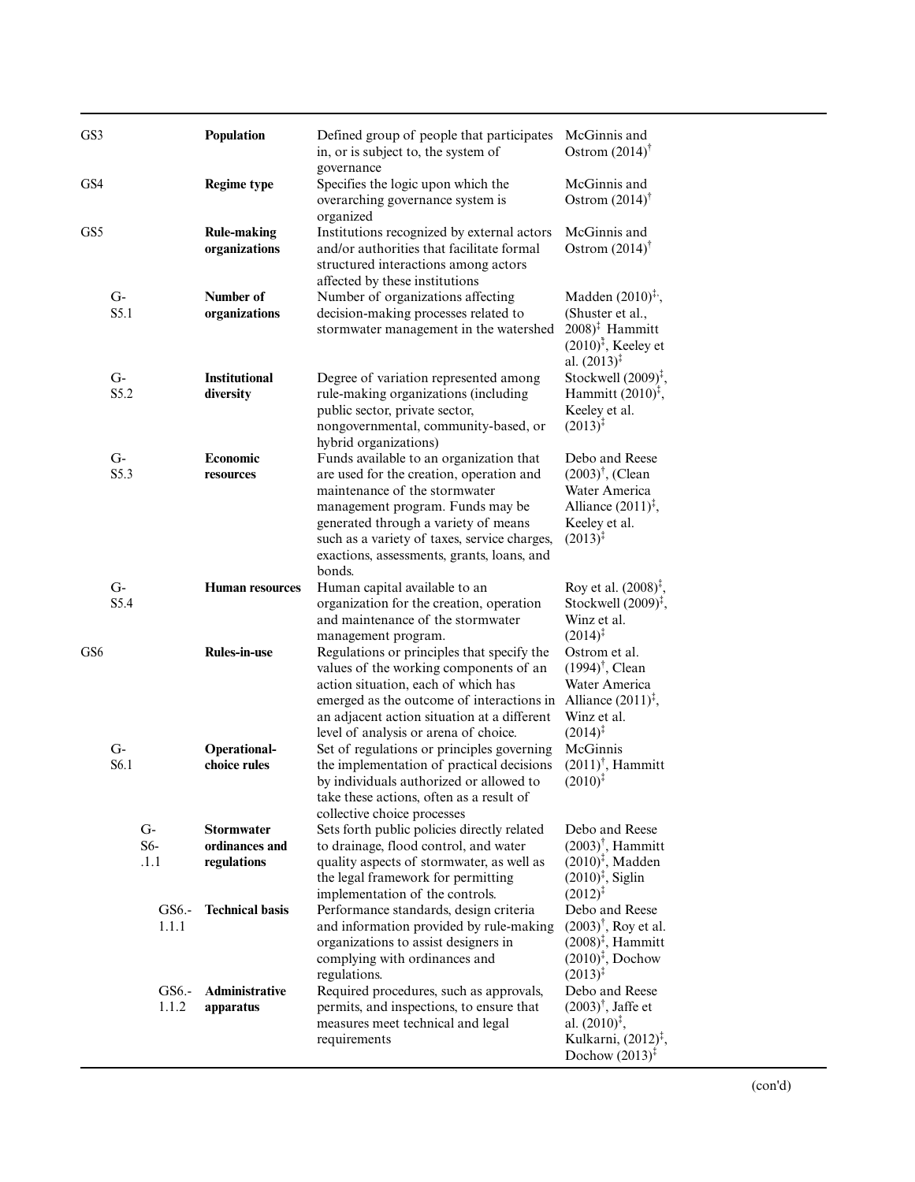| | | | | | |
|---|---|---|---|---|---|
| GS3 | | | **Population** | Defined group of people that participates in, or is subject to, the system of governance | McGinnis and Ostrom (2014)† |
| GS4 | | | **Regime type** | Specifies the logic upon which the overarching governance system is organized | McGinnis and Ostrom (2014)† |
| GS5 | | | **Rule-making organizations** | Institutions recognized by external actors and/or authorities that facilitate formal structured interactions among actors affected by these institutions | McGinnis and Ostrom (2014)† |
| | G-S5.1 | | **Number of organizations** | Number of organizations affecting decision-making processes related to stormwater management in the watershed | Madden (2010)‡, (Shuster et al., 2008)‡ Hammitt (2010)‡, Keeley et al. (2013)‡ |
| | G-S5.2 | | **Institutional diversity** | Degree of variation represented among rule-making organizations (including public sector, private sector, nongovernmental, community-based, or hybrid organizations) | Stockwell (2009)‡, Hammitt (2010)‡, Keeley et al. (2013)‡ |
| | G-S5.3 | | **Economic resources** | Funds available to an organization that are used for the creation, operation and maintenance of the stormwater management program. Funds may be generated through a variety of means such as a variety of taxes, service charges, exactions, assessments, grants, loans, and bonds. | Debo and Reese (2003)†, (Clean Water America Alliance (2011)‡, Keeley et al. (2013)‡ |
| | G-S5.4 | | **Human resources** | Human capital available to an organization for the creation, operation and maintenance of the stormwater management program. | Roy et al. (2008)‡, Stockwell (2009)‡, Winz et al. (2014)‡ |
| GS6 | | | **Rules-in-use** | Regulations or principles that specify the values of the working components of an action situation, each of which has emerged as the outcome of interactions in an adjacent action situation at a different level of analysis or arena of choice. | Ostrom et al. (1994)†, Clean Water America Alliance (2011)‡, Winz et al. (2014)‡ |
| | G-S6.1 | | **Operational-choice rules** | Set of regulations or principles governing the implementation of practical decisions by individuals authorized or allowed to take these actions, often as a result of collective choice processes | McGinnis (2011)†, Hammitt (2010)‡ |
| | | G-S6-.1.1 | **Stormwater ordinances and regulations** | Sets forth public policies directly related to drainage, flood control, and water quality aspects of stormwater, as well as the legal framework for permitting implementation of the controls. | Debo and Reese (2003)†, Hammitt (2010)‡, Madden (2010)‡, Siglin (2012)‡ |
| | | GS6.-1.1.1 | **Technical basis** | Performance standards, design criteria and information provided by rule-making organizations to assist designers in complying with ordinances and regulations. | Debo and Reese (2003)†, Roy et al. (2008)‡, Hammitt (2010)‡, Dochow (2013)‡ |
| | | GS6.-1.1.2 | **Administrative apparatus** | Required procedures, such as approvals, permits, and inspections, to ensure that measures meet technical and legal requirements | Debo and Reese (2003)†, Jaffe et al. (2010)‡, Kulkarni, (2012)‡, Dochow (2013)‡ |

(con'd)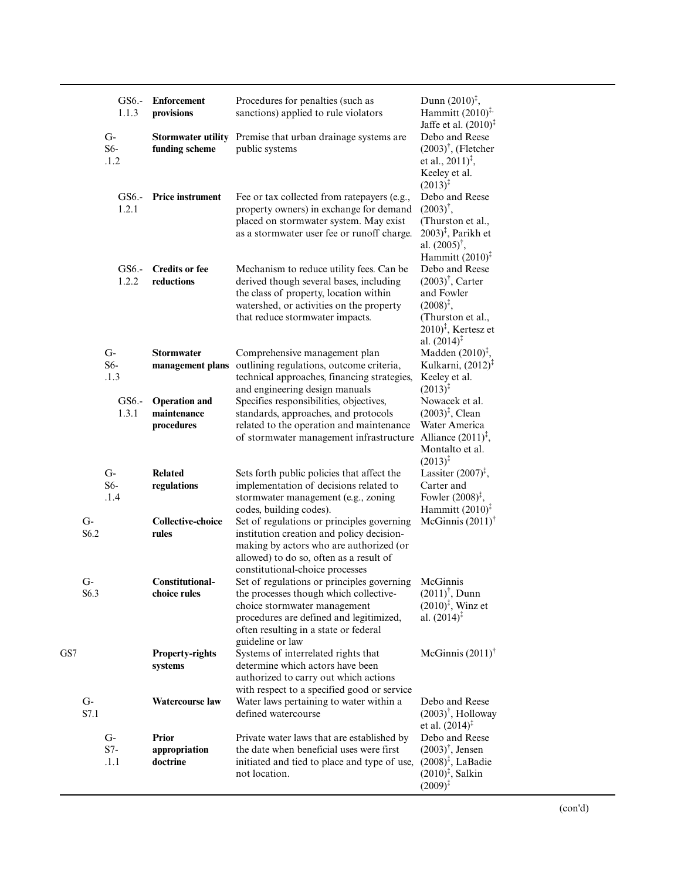| | | | | Description | References |
|---|---|---|---|---|---|
| | | | GS6.-1.1.3 | **Enforcement provisions** | Procedures for penalties (such as sanctions) applied to rule violators | Dunn (2010)[‡], Hammitt (2010)[‡], Jaffe et al. (2010)[‡] |
| | | G-S6-.1.2 | | **Stormwater utility funding scheme** | Premise that urban drainage systems are public systems | Debo and Reese (2003)[†], (Fletcher et al., 2011)[‡], Keeley et al. (2013)[‡] |
| | | | GS6.-1.2.1 | **Price instrument** | Fee or tax collected from ratepayers (e.g., property owners) in exchange for demand placed on stormwater system. May exist as a stormwater user fee or runoff charge. | Debo and Reese (2003)[†], (Thurston et al., 2003)[‡], Parikh et al. (2005)[†], Hammitt (2010)[‡] |
| | | | GS6.-1.2.2 | **Credits or fee reductions** | Mechanism to reduce utility fees. Can be derived though several bases, including the class of property, location within watershed, or activities on the property that reduce stormwater impacts. | Debo and Reese (2003)[†], Carter and Fowler (2008)[‡], (Thurston et al., 2010)[‡], Kertesz et al. (2014)[‡] |
| | | G-S6-.1.3 | | **Stormwater management plans** | Comprehensive management plan outlining regulations, outcome criteria, technical approaches, financing strategies, and engineering design manuals | Madden (2010)[‡], Kulkarni, (2012)[‡] Keeley et al. (2013)[‡] |
| | | | GS6.-1.3.1 | **Operation and maintenance procedures** | Specifies responsibilities, objectives, standards, approaches, and protocols related to the operation and maintenance of stormwater management infrastructure | Nowacek et al. (2003)[‡], Clean Water America Alliance (2011)[‡], Montalto et al. (2013)[‡] |
| | | G-S6-.1.4 | | **Related regulations** | Sets forth public policies that affect the implementation of decisions related to stormwater management (e.g., zoning codes, building codes). | Lassiter (2007)[‡], Carter and Fowler (2008)[‡], Hammitt (2010)[‡] |
| | G-S6.2 | | | **Collective-choice rules** | Set of regulations or principles governing institution creation and policy decision-making by actors who are authorized (or allowed) to do so, often as a result of constitutional-choice processes | McGinnis (2011)[†] |
| | G-S6.3 | | | **Constitutional-choice rules** | Set of regulations or principles governing the processes though which collective-choice stormwater management procedures are defined and legitimized, often resulting in a state or federal guideline or law | McGinnis (2011)[†], Dunn (2010)[‡], Winz et al. (2014)[‡] |
| GS7 | | | | **Property-rights systems** | Systems of interrelated rights that determine which actors have been authorized to carry out which actions with respect to a specified good or service | McGinnis (2011)[†] |
| | G-S7.1 | | | **Watercourse law** | Water laws pertaining to water within a defined watercourse | Debo and Reese (2003)[†], Holloway et al. (2014)[‡] |
| | | G-S7-.1.1 | | **Prior appropriation doctrine** | Private water laws that are established by the date when beneficial uses were first initiated and tied to place and type of use, not location. | Debo and Reese (2003)[†], Jensen (2008)[‡], LaBadie (2010)[‡], Salkin (2009)[‡] |

(con'd)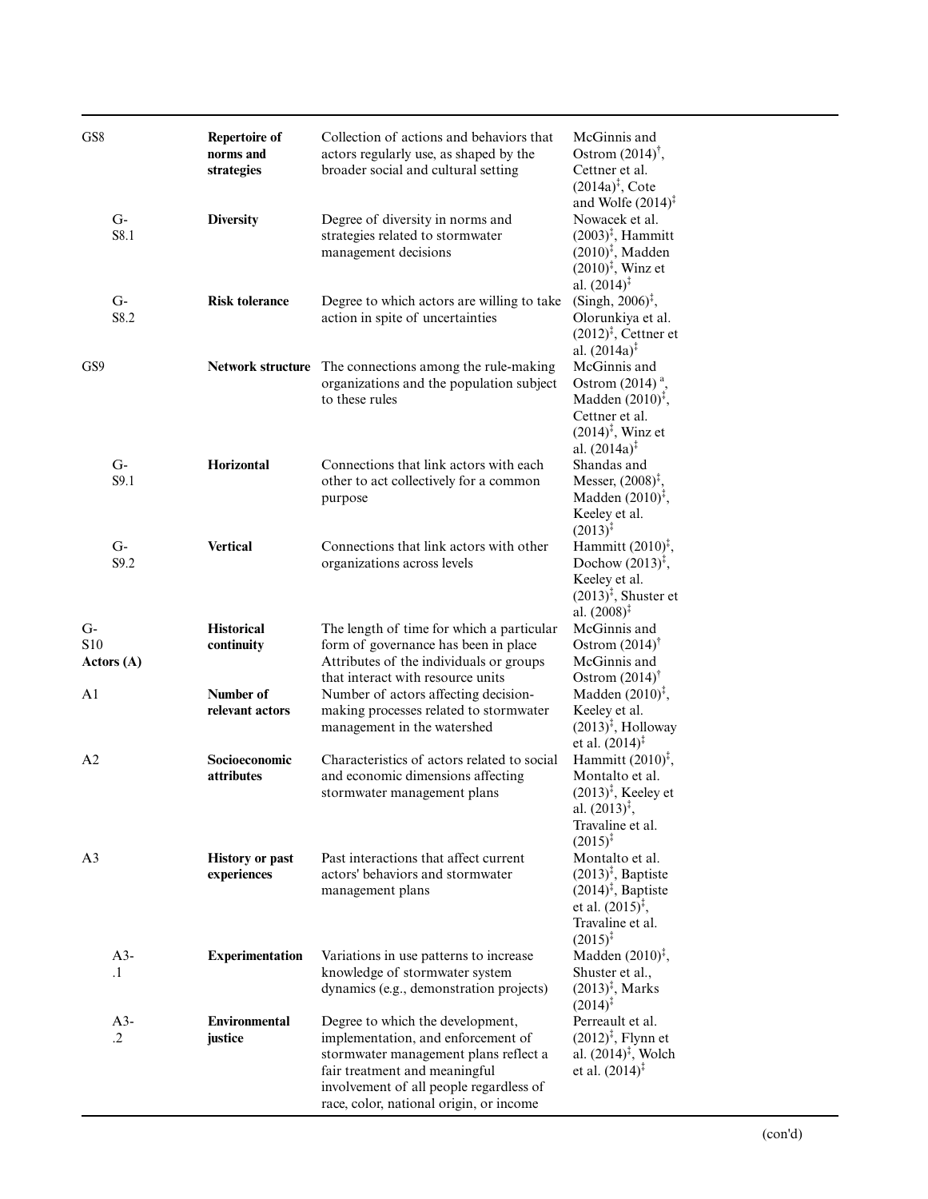| | | | |
|---|---|---|---|
| GS8 | **Repertoire of norms and strategies** | Collection of actions and behaviors that actors regularly use, as shaped by the broader social and cultural setting | McGinnis and Ostrom (2014)[†], Cettner et al. (2014a)[‡], Cote and Wolfe (2014)[‡] |
| G-S8.1 | **Diversity** | Degree of diversity in norms and strategies related to stormwater management decisions | Nowacek et al. (2003)[‡], Hammitt (2010)[‡], Madden (2010)[‡], Winz et al. (2014)[‡] |
| G-S8.2 | **Risk tolerance** | Degree to which actors are willing to take action in spite of uncertainties | (Singh, 2006)[‡], Olorunkiya et al. (2012)[‡], Cettner et al. (2014a)[‡] |
| GS9 | **Network structure** | The connections among the rule-making organizations and the population subject to these rules | McGinnis and Ostrom (2014) [a], Madden (2010)[‡], Cettner et al. (2014)[‡], Winz et al. (2014a)[‡] |
| G-S9.1 | **Horizontal** | Connections that link actors with each other to act collectively for a common purpose | Shandas and Messer, (2008)[‡], Madden (2010)[‡], Keeley et al. (2013)[‡] |
| G-S9.2 | **Vertical** | Connections that link actors with other organizations across levels | Hammitt (2010)[‡], Dochow (2013)[‡], Keeley et al. (2013)[‡], Shuster et al. (2008)[‡] |
| G-S10 | **Historical continuity** | The length of time for which a particular form of governance has been in place | McGinnis and Ostrom (2014)[†] |
| **Actors (A)** | | Attributes of the individuals or groups that interact with resource units | McGinnis and Ostrom (2014)[†] |
| A1 | **Number of relevant actors** | Number of actors affecting decision-making processes related to stormwater management in the watershed | Madden (2010)[‡], Keeley et al. (2013)[‡], Holloway et al. (2014)[‡] |
| A2 | **Socioeconomic attributes** | Characteristics of actors related to social and economic dimensions affecting stormwater management plans | Hammitt (2010)[‡], Montalto et al. (2013)[‡], Keeley et al. (2013)[‡], Travaline et al. (2015)[‡] |
| A3 | **History or past experiences** | Past interactions that affect current actors' behaviors and stormwater management plans | Montalto et al. (2013)[‡], Baptiste (2014)[‡], Baptiste et al. (2015)[‡], Travaline et al. (2015)[‡] |
| A3-.1 | **Experimentation** | Variations in use patterns to increase knowledge of stormwater system dynamics (e.g., demonstration projects) | Madden (2010)[‡], Shuster et al., (2013)[‡], Marks (2014)[‡] |
| A3-.2 | **Environmental justice** | Degree to which the development, implementation, and enforcement of stormwater management plans reflect a fair treatment and meaningful involvement of all people regardless of race, color, national origin, or income | Perreault et al. (2012)[‡], Flynn et al. (2014)[‡], Wolch et al. (2014)[‡] |

(con'd)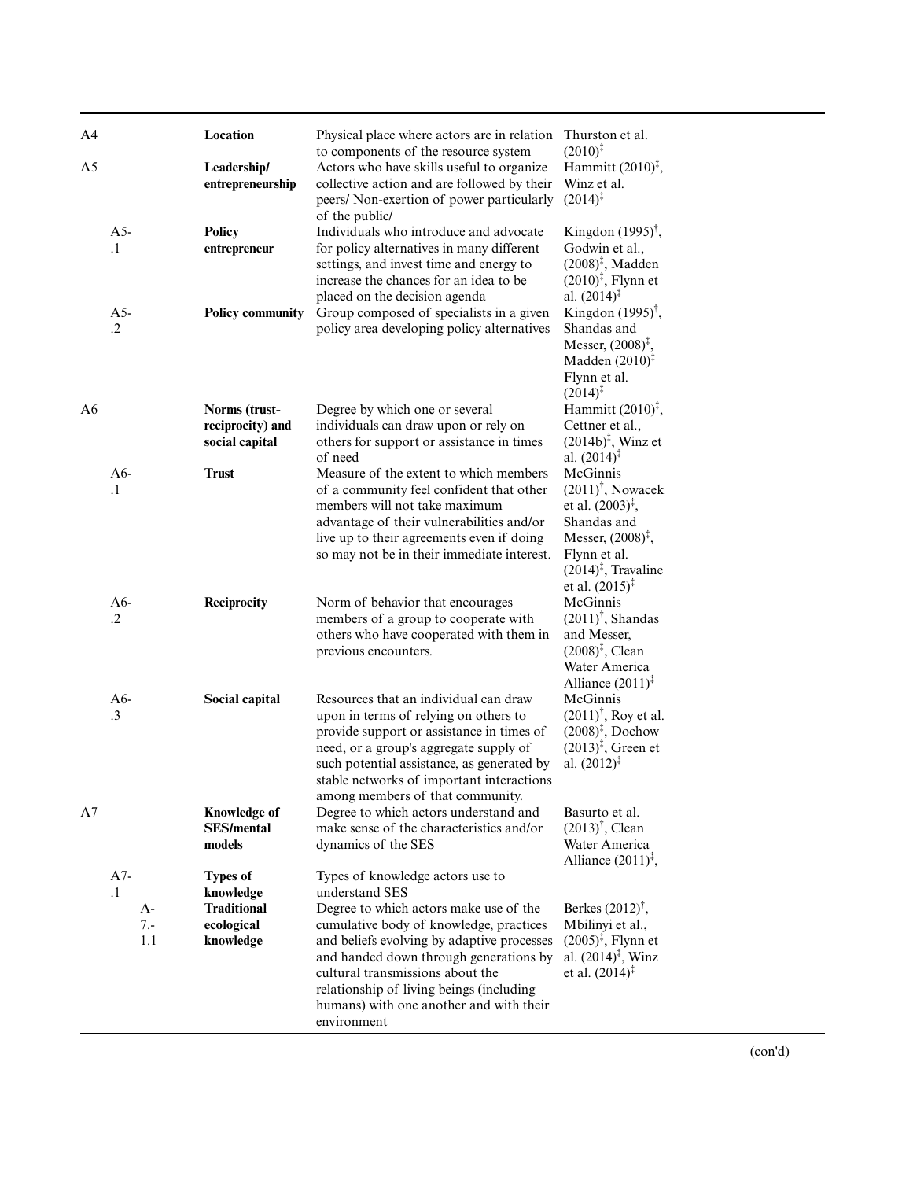| | | | | |
|---|---|---|---|---|
| A4 | | **Location** | Physical place where actors are in relation to components of the resource system | Thurston et al. (2010)‡ |
| A5 | | **Leadership/ entrepreneurship** | Actors who have skills useful to organize collective action and are followed by their peers/ Non-exertion of power particularly of the public/ | Hammitt (2010)‡, Winz et al. (2014)‡ |
| | A5-.1 | **Policy entrepreneur** | Individuals who introduce and advocate for policy alternatives in many different settings, and invest time and energy to increase the chances for an idea to be placed on the decision agenda | Kingdon (1995)†, Godwin et al., (2008)‡, Madden (2010)‡, Flynn et al. (2014)‡ |
| | A5-.2 | **Policy community** | Group composed of specialists in a given policy area developing policy alternatives | Kingdon (1995)†, Shandas and Messer, (2008)‡, Madden (2010)‡ Flynn et al. (2014)‡ |
| A6 | | **Norms (trust-reciprocity) and social capital** | Degree by which one or several individuals can draw upon or rely on others for support or assistance in times of need | Hammitt (2010)‡, Cettner et al., (2014b)‡, Winz et al. (2014)‡ |
| | A6-.1 | **Trust** | Measure of the extent to which members of a community feel confident that other members will not take maximum advantage of their vulnerabilities and/or live up to their agreements even if doing so may not be in their immediate interest. | McGinnis (2011)†, Nowacek et al. (2003)‡, Shandas and Messer, (2008)‡, Flynn et al. (2014)‡, Travaline et al. (2015)‡ |
| | A6-.2 | **Reciprocity** | Norm of behavior that encourages members of a group to cooperate with others who have cooperated with them in previous encounters. | McGinnis (2011)†, Shandas and Messer, (2008)‡, Clean Water America Alliance (2011)‡ |
| | A6-.3 | **Social capital** | Resources that an individual can draw upon in terms of relying on others to provide support or assistance in times of need, or a group's aggregate supply of such potential assistance, as generated by stable networks of important interactions among members of that community. | McGinnis (2011)†, Roy et al. (2008)‡, Dochow (2013)‡, Green et al. (2012)‡ |
| A7 | | **Knowledge of SES/mental models** | Degree to which actors understand and make sense of the characteristics and/or dynamics of the SES | Basurto et al. (2013)†, Clean Water America Alliance (2011)‡, |
| | A7-.1 | **Types of knowledge** | Types of knowledge actors use to understand SES | |
| | A-7.-1.1 | **Traditional ecological knowledge** | Degree to which actors make use of the cumulative body of knowledge, practices and beliefs evolving by adaptive processes and handed down through generations by cultural transmissions about the relationship of living beings (including humans) with one another and with their environment | Berkes (2012)†, Mbilinyi et al., (2005)‡, Flynn et al. (2014)‡, Winz et al. (2014)‡ |

(con'd)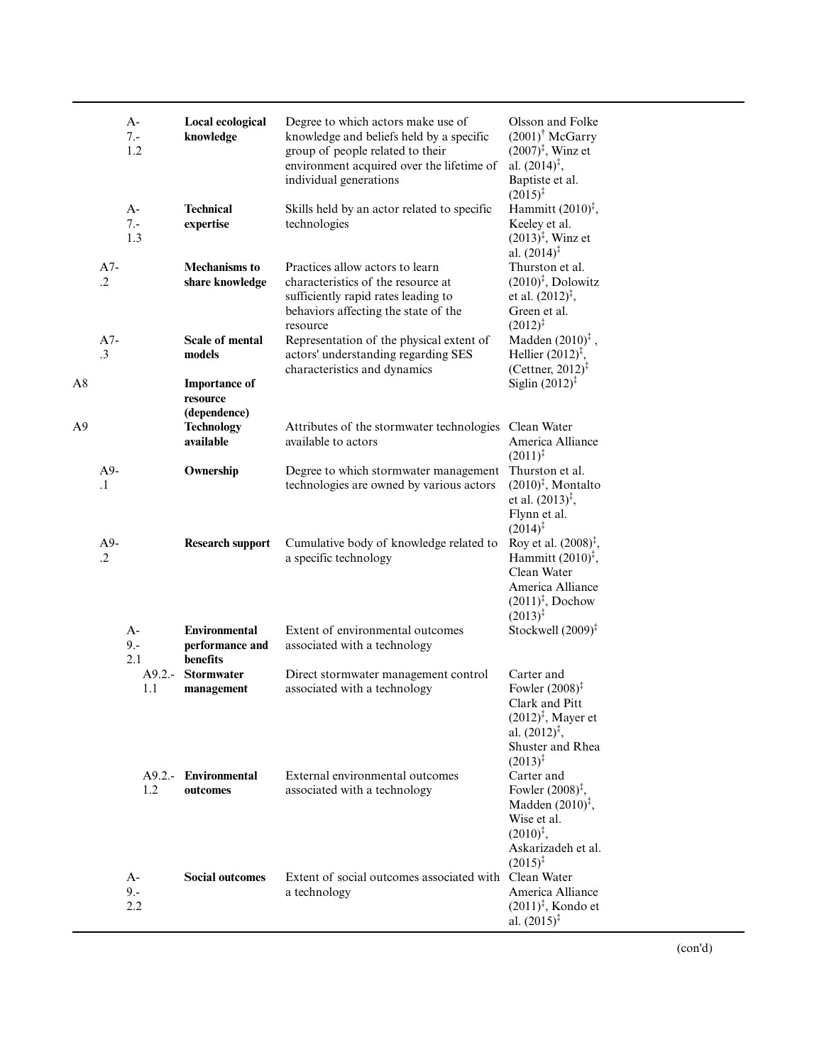| | | | | | |
|---|---|---|---|---|---|
| | | A-7.-1.2 | **Local ecological knowledge** | Degree to which actors make use of knowledge and beliefs held by a specific group of people related to their environment acquired over the lifetime of individual generations | Olsson and Folke (2001)[†] McGarry (2007)[‡], Winz et al. (2014)[‡], Baptiste et al. (2015)[‡] |
| | | A-7.-1.3 | **Technical expertise** | Skills held by an actor related to specific technologies | Hammitt (2010)[‡], Keeley et al. (2013)[‡], Winz et al. (2014)[‡] |
| | A7-.2 | | **Mechanisms to share knowledge** | Practices allow actors to learn characteristics of the resource at sufficiently rapid rates leading to behaviors affecting the state of the resource | Thurston et al. (2010)[‡], Dolowitz et al. (2012)[‡], Green et al. (2012)[‡] |
| | A7-.3 | | **Scale of mental models** | Representation of the physical extent of actors' understanding regarding SES characteristics and dynamics | Madden (2010)[‡], Hellier (2012)[‡], (Cettner, 2012)[‡] |
| A8 | | | **Importance of resource (dependence)** | | Siglin (2012)[‡] |
| A9 | | | **Technology available** | Attributes of the stormwater technologies available to actors | Clean Water America Alliance (2011)[‡] |
| | A9-.1 | | **Ownership** | Degree to which stormwater management technologies are owned by various actors | Thurston et al. (2010)[‡], Montalto et al. (2013)[‡], Flynn et al. (2014)[‡] |
| | A9-.2 | | **Research support** | Cumulative body of knowledge related to a specific technology | Roy et al. (2008)[‡], Hammitt (2010)[‡], Clean Water America Alliance (2011)[‡], Dochow (2013)[‡] |
| | | A-9.-2.1 | **Environmental performance and benefits** | Extent of environmental outcomes associated with a technology | Stockwell (2009)[‡] |
| | | A9.2.-1.1 | **Stormwater management** | Direct stormwater management control associated with a technology | Carter and Fowler (2008)[‡] Clark and Pitt (2012)[‡], Mayer et al. (2012)[‡], Shuster and Rhea (2013)[‡] |
| | | A9.2.-1.2 | **Environmental outcomes** | External environmental outcomes associated with a technology | Carter and Fowler (2008)[‡], Madden (2010)[‡], Wise et al. (2010)[‡], Askarizadeh et al. (2015)[‡] |
| | | A-9.-2.2 | **Social outcomes** | Extent of social outcomes associated with a technology | Clean Water America Alliance (2011)[‡], Kondo et al. (2015)[‡] |

(con'd)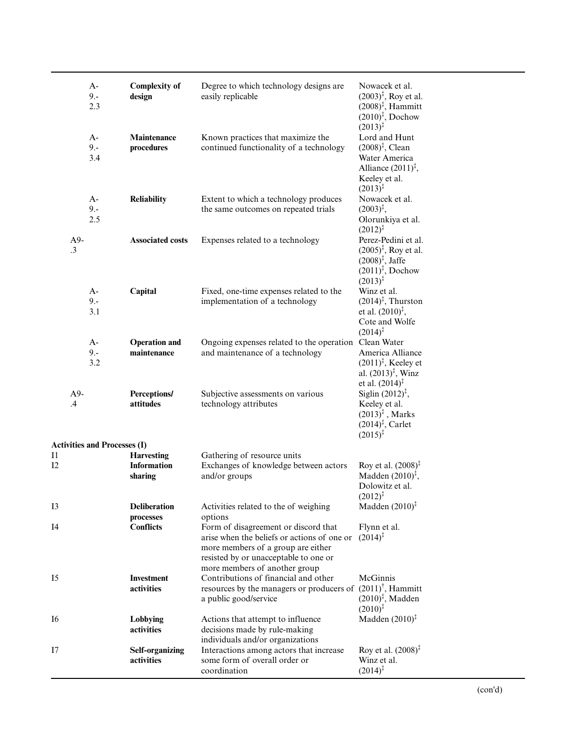| | | | | |
|---|---|---|---|---|
| | A-9.-2.3 | **Complexity of design** | Degree to which technology designs are easily replicable | Nowacek et al. (2003)[‡], Roy et al. (2008)[‡], Hammitt (2010)[‡], Dochow (2013)[‡] |
| | A-9.-3.4 | **Maintenance procedures** | Known practices that maximize the continued functionality of a technology | Lord and Hunt (2008)[‡], Clean Water America Alliance (2011)[‡], Keeley et al. (2013)[‡] |
| | A-9.-2.5 | **Reliability** | Extent to which a technology produces the same outcomes on repeated trials | Nowacek et al. (2003)[‡], Olorunkiya et al. (2012)[‡] |
| A9-.3 | | **Associated costs** | Expenses related to a technology | Perez-Pedini et al. (2005)[‡], Roy et al. (2008)[‡], Jaffe (2011)[‡], Dochow (2013)[‡] |
| | A-9.-3.1 | **Capital** | Fixed, one-time expenses related to the implementation of a technology | Winz et al. (2014)[‡], Thurston et al. (2010)[‡], Cote and Wolfe (2014)[‡] |
| | A-9.-3.2 | **Operation and maintenance** | Ongoing expenses related to the operation and maintenance of a technology | Clean Water America Alliance (2011)[‡], Keeley et al. (2013)[‡], Winz et al. (2014)[‡] |
| A9-.4 | | **Perceptions/ attitudes** | Subjective assessments on various technology attributes | Siglin (2012)[‡], Keeley et al. (2013)[‡], Marks (2014)[‡], Carlet (2015)[‡] |
| **Activities and Processes (I)** | | | | |
| I1 | | **Harvesting** | Gathering of resource units | |
| I2 | | **Information sharing** | Exchanges of knowledge between actors and/or groups | Roy et al. (2008)[‡] Madden (2010)[‡], Dolowitz et al. (2012)[‡] |
| I3 | | **Deliberation processes** | Activities related to the of weighing options | Madden (2010)[‡] |
| I4 | | **Conflicts** | Form of disagreement or discord that arise when the beliefs or actions of one or more members of a group are either resisted by or unacceptable to one or more members of another group | Flynn et al. (2014)[‡] |
| I5 | | **Investment activities** | Contributions of financial and other resources by the managers or producers of a public good/service | McGinnis (2011)[†], Hammitt (2010)[‡], Madden (2010)[‡] |
| I6 | | **Lobbying activities** | Actions that attempt to influence decisions made by rule-making individuals and/or organizations | Madden (2010)[‡] |
| I7 | | **Self-organizing activities** | Interactions among actors that increase some form of overall order or coordination | Roy et al. (2008)[‡] Winz et al. (2014)[‡] |

(con'd)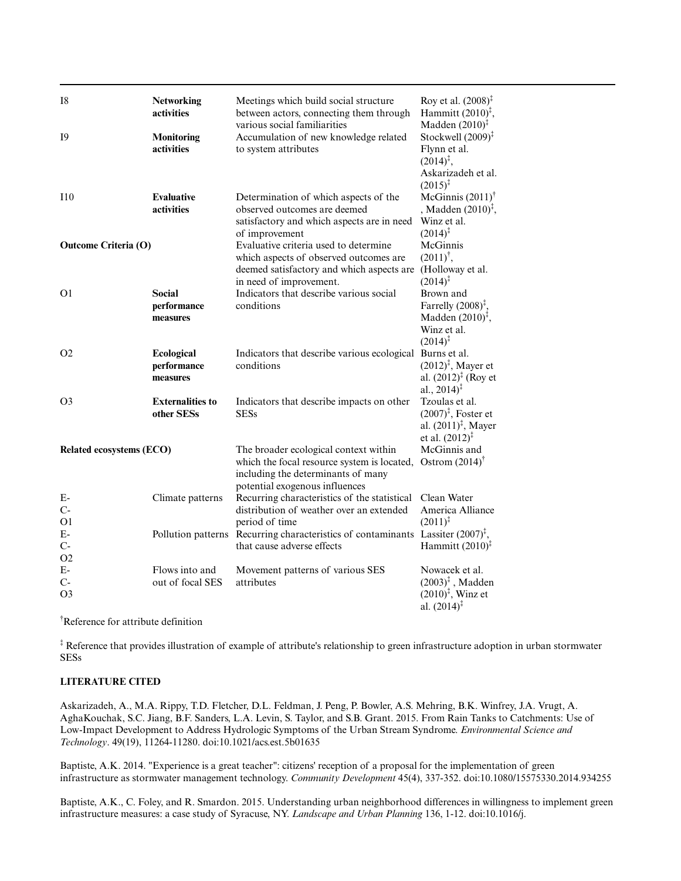| | | | |
|---|---|---|---|
| I8 | **Networking activities** | Meetings which build social structure between actors, connecting them through various social familiarities | Roy et al. (2008)‡ Hammitt (2010)‡, Madden (2010)‡ |
| I9 | **Monitoring activities** | Accumulation of new knowledge related to system attributes | Stockwell (2009)‡ Flynn et al. (2014)‡, Askarizadeh et al. (2015)‡ |
| I10 | **Evaluative activities** | Determination of which aspects of the observed outcomes are deemed satisfactory and which aspects are in need of improvement | McGinnis (2011)† , Madden (2010)‡, Winz et al. (2014)‡ |
| **Outcome Criteria (O)** | | Evaluative criteria used to determine which aspects of observed outcomes are deemed satisfactory and which aspects are in need of improvement. | McGinnis (2011)†, (Holloway et al. (2014)‡ |
| O1 | **Social performance measures** | Indicators that describe various social conditions | Brown and Farrelly (2008)‡, Madden (2010)‡, Winz et al. (2014)‡ |
| O2 | **Ecological performance measures** | Indicators that describe various ecological conditions | Burns et al. (2012)‡, Mayer et al. (2012)‡ (Roy et al., 2014)‡ |
| O3 | **Externalities to other SESs** | Indicators that describe impacts on other SESs | Tzoulas et al. (2007)‡, Foster et al. (2011)‡, Mayer et al. (2012)‡ |
| **Related ecosystems (ECO)** | | The broader ecological context within which the focal resource system is located, including the determinants of many potential exogenous influences | McGinnis and Ostrom (2014)† |
| E-C-O1 | Climate patterns | Recurring characteristics of the statistical distribution of weather over an extended period of time | Clean Water America Alliance (2011)‡ |
| E-C-O2 | Pollution patterns | Recurring characteristics of contaminants that cause adverse effects | Lassiter (2007)‡, Hammitt (2010)‡ |
| E-C-O3 | Flows into and out of focal SES | Movement patterns of various SES attributes | Nowacek et al. (2003)‡ , Madden (2010)‡, Winz et al. (2014)‡ |

†Reference for attribute definition

‡ Reference that provides illustration of example of attribute's relationship to green infrastructure adoption in urban stormwater SESs

## LITERATURE CITED

Askarizadeh, A., M.A. Rippy, T.D. Fletcher, D.L. Feldman, J. Peng, P. Bowler, A.S. Mehring, B.K. Winfrey, J.A. Vrugt, A. AghaKouchak, S.C. Jiang, B.F. Sanders, L.A. Levin, S. Taylor, and S.B. Grant. 2015. From Rain Tanks to Catchments: Use of Low-Impact Development to Address Hydrologic Symptoms of the Urban Stream Syndrome. *Environmental Science and Technology*. 49(19), 11264-11280. doi:10.1021/acs.est.5b01635

Baptiste, A.K. 2014. "Experience is a great teacher": citizens' reception of a proposal for the implementation of green infrastructure as stormwater management technology. *Community Development* 45(4), 337-352. doi:10.1080/15575330.2014.934255

Baptiste, A.K., C. Foley, and R. Smardon. 2015. Understanding urban neighborhood differences in willingness to implement green infrastructure measures: a case study of Syracuse, NY. *Landscape and Urban Planning* 136, 1-12. doi:10.1016/j.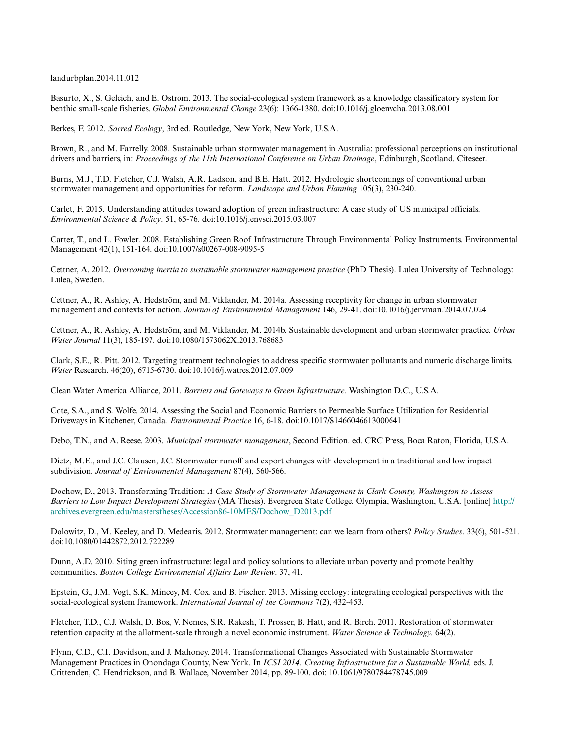landurbplan.2014.11.012

Basurto, X., S. Gelcich, and E. Ostrom. 2013. The social-ecological system framework as a knowledge classificatory system for benthic small-scale fisheries. *Global Environmental Change* 23(6): 1366-1380. doi:10.1016/j.gloenvcha.2013.08.001

Berkes, F. 2012. *Sacred Ecology*, 3rd ed. Routledge, New York, New York, U.S.A.

Brown, R., and M. Farrelly. 2008. Sustainable urban stormwater management in Australia: professional perceptions on institutional drivers and barriers, in: *Proceedings of the 11th International Conference on Urban Drainage*, Edinburgh, Scotland. Citeseer.

Burns, M.J., T.D. Fletcher, C.J. Walsh, A.R. Ladson, and B.E. Hatt. 2012. Hydrologic shortcomings of conventional urban stormwater management and opportunities for reform. *Landscape and Urban Planning* 105(3), 230-240.

Carlet, F. 2015. Understanding attitudes toward adoption of green infrastructure: A case study of US municipal officials. *Environmental Science & Policy*. 51, 65-76. doi:10.1016/j.envsci.2015.03.007

Carter, T., and L. Fowler. 2008. Establishing Green Roof Infrastructure Through Environmental Policy Instruments. Environmental Management 42(1), 151-164. doi:10.1007/s00267-008-9095-5

Cettner, A. 2012. *Overcoming inertia to sustainable stormwater management practice* (PhD Thesis). Lulea University of Technology: Lulea, Sweden.

Cettner, A., R. Ashley, A. Hedström, and M. Viklander, M. 2014a. Assessing receptivity for change in urban stormwater management and contexts for action. *Journal of Environmental Management* 146, 29-41. doi:10.1016/j.jenvman.2014.07.024

Cettner, A., R. Ashley, A. Hedström, and M. Viklander, M. 2014b. Sustainable development and urban stormwater practice. *Urban Water Journal* 11(3), 185-197. doi:10.1080/1573062X.2013.768683

Clark, S.E., R. Pitt. 2012. Targeting treatment technologies to address specific stormwater pollutants and numeric discharge limits. *Water* Research. 46(20), 6715-6730. doi:10.1016/j.watres.2012.07.009

Clean Water America Alliance, 2011. *Barriers and Gateways to Green Infrastructure*. Washington D.C., U.S.A.

Cote, S.A., and S. Wolfe. 2014. Assessing the Social and Economic Barriers to Permeable Surface Utilization for Residential Driveways in Kitchener, Canada. *Environmental Practice* 16, 6-18. doi:10.1017/S1466046613000641

Debo, T.N., and A. Reese. 2003. *Municipal stormwater management*, Second Edition. ed. CRC Press, Boca Raton, Florida, U.S.A.

Dietz, M.E., and J.C. Clausen, J.C. Stormwater runoff and export changes with development in a traditional and low impact subdivision. *Journal of Environmental Management* 87(4), 560-566.

Dochow, D., 2013. Transforming Tradition: *A Case Study of Stormwater Management in Clark County, Washington to Assess Barriers to Low Impact Development Strategies* (MA Thesis). Evergreen State College. Olympia, Washington, U.S.A. [online] http://archives.evergreen.edu/masterstheses/Accession86-10MES/Dochow_D2013.pdf

Dolowitz, D., M. Keeley, and D. Medearis. 2012. Stormwater management: can we learn from others? *Policy Studies*. 33(6), 501-521. doi:10.1080/01442872.2012.722289

Dunn, A.D. 2010. Siting green infrastructure: legal and policy solutions to alleviate urban poverty and promote healthy communities. *Boston College Environmental Affairs Law Review*. 37, 41.

Epstein, G., J.M. Vogt, S.K. Mincey, M. Cox, and B. Fischer. 2013. Missing ecology: integrating ecological perspectives with the social-ecological system framework. *International Journal of the Commons* 7(2), 432-453.

Fletcher, T.D., C.J. Walsh, D. Bos, V. Nemes, S.R. Rakesh, T. Prosser, B. Hatt, and R. Birch. 2011. Restoration of stormwater retention capacity at the allotment-scale through a novel economic instrument. *Water Science & Technology.* 64(2).

Flynn, C.D., C.I. Davidson, and J. Mahoney. 2014. Transformational Changes Associated with Sustainable Stormwater Management Practices in Onondaga County, New York. In *ICSI 2014: Creating Infrastructure for a Sustainable World,* eds. J. Crittenden, C. Hendrickson, and B. Wallace, November 2014, pp. 89-100. doi: 10.1061/9780784478745.009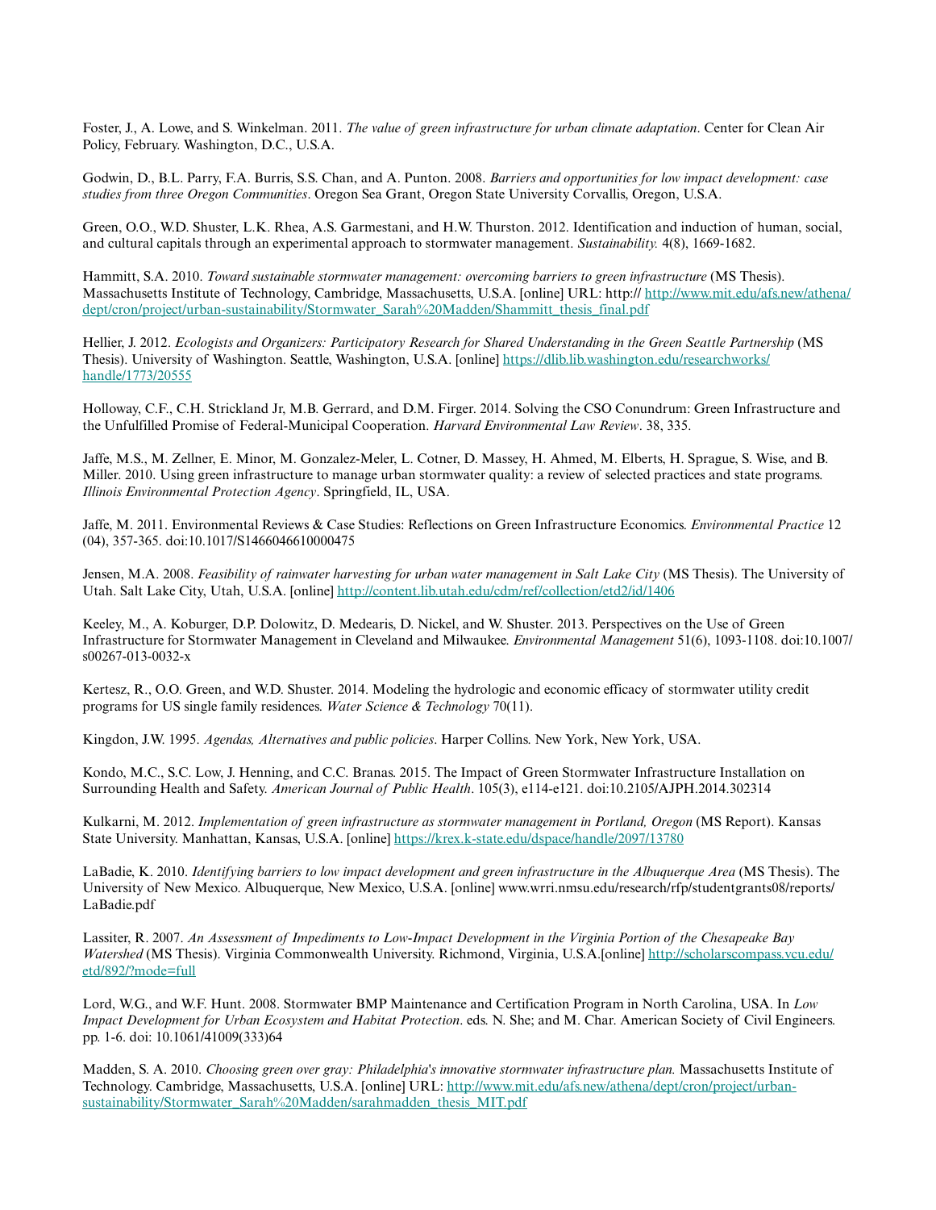Foster, J., A. Lowe, and S. Winkelman. 2011. *The value of green infrastructure for urban climate adaptation*. Center for Clean Air Policy, February. Washington, D.C., U.S.A.

Godwin, D., B.L. Parry, F.A. Burris, S.S. Chan, and A. Punton. 2008. *Barriers and opportunities for low impact development: case studies from three Oregon Communities*. Oregon Sea Grant, Oregon State University Corvallis, Oregon, U.S.A.

Green, O.O., W.D. Shuster, L.K. Rhea, A.S. Garmestani, and H.W. Thurston. 2012. Identification and induction of human, social, and cultural capitals through an experimental approach to stormwater management. *Sustainability.* 4(8), 1669-1682.

Hammitt, S.A. 2010. *Toward sustainable stormwater management: overcoming barriers to green infrastructure* (MS Thesis). Massachusetts Institute of Technology, Cambridge, Massachusetts, U.S.A. [online] URL: http:// http://www.mit.edu/afs.new/athena/dept/cron/project/urban-sustainability/Stormwater_Sarah%20Madden/Shammitt_thesis_final.pdf

Hellier, J. 2012. *Ecologists and Organizers: Participatory Research for Shared Understanding in the Green Seattle Partnership* (MS Thesis). University of Washington. Seattle, Washington, U.S.A. [online] https://dlib.lib.washington.edu/researchworks/handle/1773/20555

Holloway, C.F., C.H. Strickland Jr, M.B. Gerrard, and D.M. Firger. 2014. Solving the CSO Conundrum: Green Infrastructure and the Unfulfilled Promise of Federal-Municipal Cooperation. *Harvard Environmental Law Review*. 38, 335.

Jaffe, M.S., M. Zellner, E. Minor, M. Gonzalez-Meler, L. Cotner, D. Massey, H. Ahmed, M. Elberts, H. Sprague, S. Wise, and B. Miller. 2010. Using green infrastructure to manage urban stormwater quality: a review of selected practices and state programs. *Illinois Environmental Protection Agency*. Springfield, IL, USA.

Jaffe, M. 2011. Environmental Reviews & Case Studies: Reflections on Green Infrastructure Economics. *Environmental Practice* 12 (04), 357-365. doi:10.1017/S1466046610000475

Jensen, M.A. 2008. *Feasibility of rainwater harvesting for urban water management in Salt Lake City* (MS Thesis). The University of Utah. Salt Lake City, Utah, U.S.A. [online] http://content.lib.utah.edu/cdm/ref/collection/etd2/id/1406

Keeley, M., A. Koburger, D.P. Dolowitz, D. Medearis, D. Nickel, and W. Shuster. 2013. Perspectives on the Use of Green Infrastructure for Stormwater Management in Cleveland and Milwaukee. *Environmental Management* 51(6), 1093-1108. doi:10.1007/s00267-013-0032-x

Kertesz, R., O.O. Green, and W.D. Shuster. 2014. Modeling the hydrologic and economic efficacy of stormwater utility credit programs for US single family residences. *Water Science & Technology* 70(11).

Kingdon, J.W. 1995. *Agendas, Alternatives and public policies*. Harper Collins. New York, New York, USA.

Kondo, M.C., S.C. Low, J. Henning, and C.C. Branas. 2015. The Impact of Green Stormwater Infrastructure Installation on Surrounding Health and Safety. *American Journal of Public Health*. 105(3), e114-e121. doi:10.2105/AJPH.2014.302314

Kulkarni, M. 2012. *Implementation of green infrastructure as stormwater management in Portland, Oregon* (MS Report). Kansas State University. Manhattan, Kansas, U.S.A. [online] https://krex.k-state.edu/dspace/handle/2097/13780

LaBadie, K. 2010. *Identifying barriers to low impact development and green infrastructure in the Albuquerque Area* (MS Thesis). The University of New Mexico. Albuquerque, New Mexico, U.S.A. [online] www.wrri.nmsu.edu/research/rfp/studentgrants08/reports/LaBadie.pdf

Lassiter, R. 2007. *An Assessment of Impediments to Low-Impact Development in the Virginia Portion of the Chesapeake Bay Watershed* (MS Thesis). Virginia Commonwealth University. Richmond, Virginia, U.S.A.[online] http://scholarscompass.vcu.edu/etd/892/?mode=full

Lord, W.G., and W.F. Hunt. 2008. Stormwater BMP Maintenance and Certification Program in North Carolina, USA. In *Low Impact Development for Urban Ecosystem and Habitat Protection*. eds. N. She; and M. Char. American Society of Civil Engineers. pp. 1-6. doi: 10.1061/41009(333)64

Madden, S. A. 2010. *Choosing green over gray: Philadelphia's innovative stormwater infrastructure plan.* Massachusetts Institute of Technology. Cambridge, Massachusetts, U.S.A. [online] URL: http://www.mit.edu/afs.new/athena/dept/cron/project/urban-sustainability/Stormwater_Sarah%20Madden/sarahmadden_thesis_MIT.pdf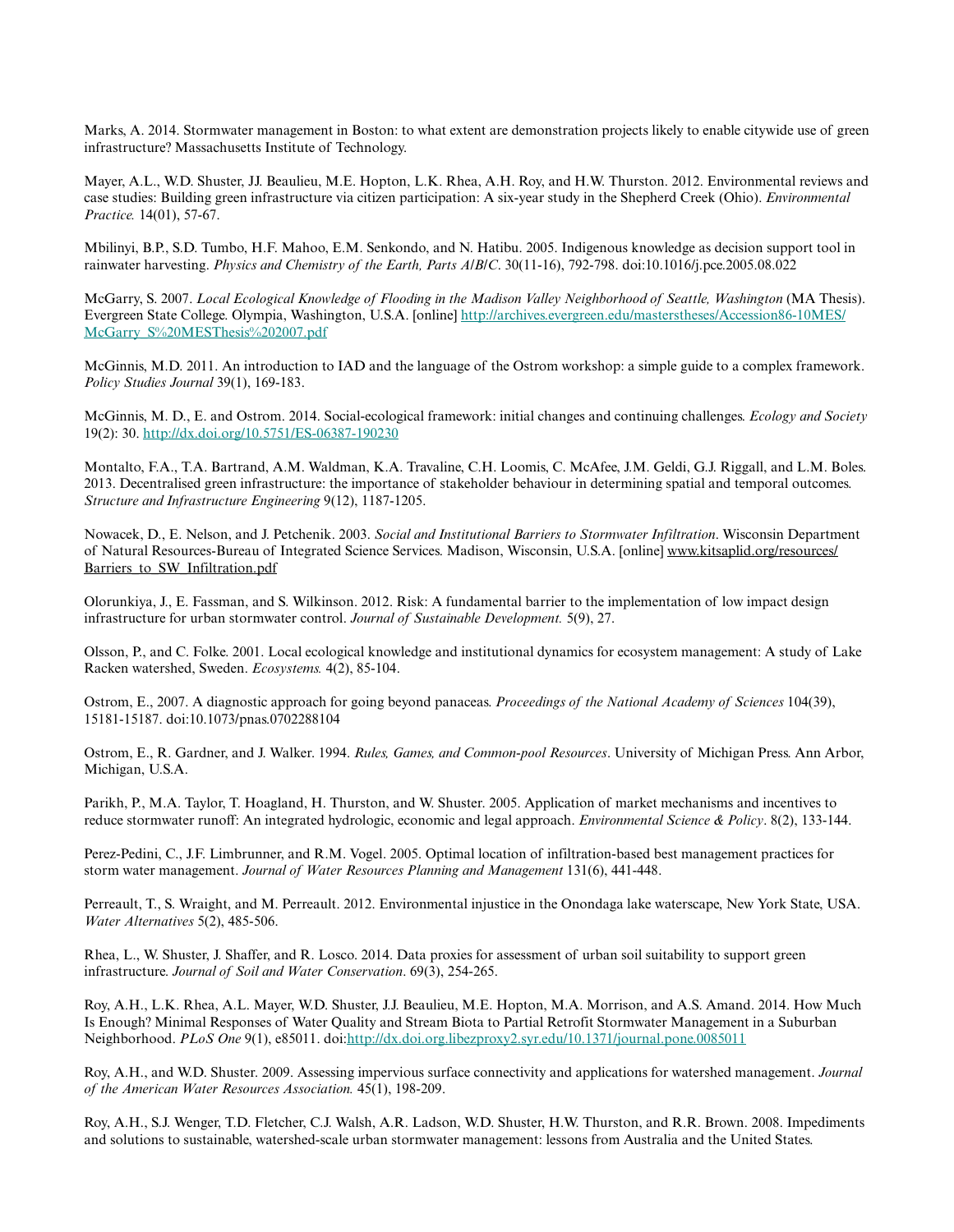Marks, A. 2014. Stormwater management in Boston: to what extent are demonstration projects likely to enable citywide use of green infrastructure? Massachusetts Institute of Technology.

Mayer, A.L., W.D. Shuster, JJ. Beaulieu, M.E. Hopton, L.K. Rhea, A.H. Roy, and H.W. Thurston. 2012. Environmental reviews and case studies: Building green infrastructure via citizen participation: A six-year study in the Shepherd Creek (Ohio). *Environmental Practice.* 14(01), 57-67.

Mbilinyi, B.P., S.D. Tumbo, H.F. Mahoo, E.M. Senkondo, and N. Hatibu. 2005. Indigenous knowledge as decision support tool in rainwater harvesting. *Physics and Chemistry of the Earth, Parts A/B/C*. 30(11-16), 792-798. doi:10.1016/j.pce.2005.08.022

McGarry, S. 2007. *Local Ecological Knowledge of Flooding in the Madison Valley Neighborhood of Seattle, Washington* (MA Thesis). Evergreen State College. Olympia, Washington, U.S.A. [online] http://archives.evergreen.edu/mastersthesis/Accession86-10MES/McGarry_S%20MESThesis%202007.pdf

McGinnis, M.D. 2011. An introduction to IAD and the language of the Ostrom workshop: a simple guide to a complex framework. *Policy Studies Journal* 39(1), 169-183.

McGinnis, M. D., E. and Ostrom. 2014. Social-ecological framework: initial changes and continuing challenges. *Ecology and Society* 19(2): 30. http://dx.doi.org/10.5751/ES-06387-190230

Montalto, F.A., T.A. Bartrand, A.M. Waldman, K.A. Travaline, C.H. Loomis, C. McAfee, J.M. Geldi, G.J. Riggall, and L.M. Boles. 2013. Decentralised green infrastructure: the importance of stakeholder behaviour in determining spatial and temporal outcomes. *Structure and Infrastructure Engineering* 9(12), 1187-1205.

Nowacek, D., E. Nelson, and J. Petchenik. 2003. *Social and Institutional Barriers to Stormwater Infiltration*. Wisconsin Department of Natural Resources-Bureau of Integrated Science Services. Madison, Wisconsin, U.S.A. [online] www.kitsaplid.org/resources/Barriers_to_SW_Infiltration.pdf

Olorunkiya, J., E. Fassman, and S. Wilkinson. 2012. Risk: A fundamental barrier to the implementation of low impact design infrastructure for urban stormwater control. *Journal of Sustainable Development.* 5(9), 27.

Olsson, P., and C. Folke. 2001. Local ecological knowledge and institutional dynamics for ecosystem management: A study of Lake Racken watershed, Sweden. *Ecosystems.* 4(2), 85-104.

Ostrom, E., 2007. A diagnostic approach for going beyond panaceas. *Proceedings of the National Academy of Sciences* 104(39), 15181-15187. doi:10.1073/pnas.0702288104

Ostrom, E., R. Gardner, and J. Walker. 1994. *Rules, Games, and Common-pool Resources*. University of Michigan Press. Ann Arbor, Michigan, U.S.A.

Parikh, P., M.A. Taylor, T. Hoagland, H. Thurston, and W. Shuster. 2005. Application of market mechanisms and incentives to reduce stormwater runoff: An integrated hydrologic, economic and legal approach. *Environmental Science & Policy*. 8(2), 133-144.

Perez-Pedini, C., J.F. Limbrunner, and R.M. Vogel. 2005. Optimal location of infiltration-based best management practices for storm water management. *Journal of Water Resources Planning and Management* 131(6), 441-448.

Perreault, T., S. Wraight, and M. Perreault. 2012. Environmental injustice in the Onondaga lake waterscape, New York State, USA. *Water Alternatives* 5(2), 485-506.

Rhea, L., W. Shuster, J. Shaffer, and R. Losco. 2014. Data proxies for assessment of urban soil suitability to support green infrastructure. *Journal of Soil and Water Conservation*. 69(3), 254-265.

Roy, A.H., L.K. Rhea, A.L. Mayer, W.D. Shuster, J.J. Beaulieu, M.E. Hopton, M.A. Morrison, and A.S. Amand. 2014. How Much Is Enough? Minimal Responses of Water Quality and Stream Biota to Partial Retrofit Stormwater Management in a Suburban Neighborhood. *PLoS One* 9(1), e85011. doi:http://dx.doi.org.libezproxy2.syr.edu/10.1371/journal.pone.0085011

Roy, A.H., and W.D. Shuster. 2009. Assessing impervious surface connectivity and applications for watershed management. *Journal of the American Water Resources Association.* 45(1), 198-209.

Roy, A.H., S.J. Wenger, T.D. Fletcher, C.J. Walsh, A.R. Ladson, W.D. Shuster, H.W. Thurston, and R.R. Brown. 2008. Impediments and solutions to sustainable, watershed-scale urban stormwater management: lessons from Australia and the United States.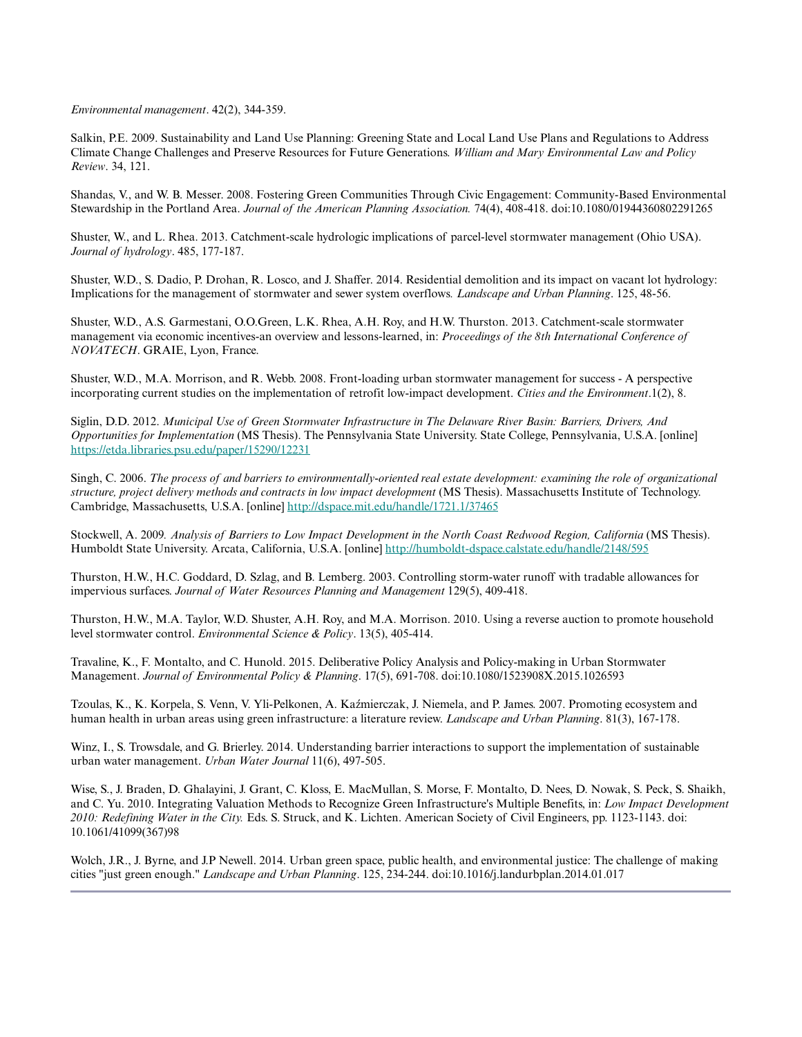*Environmental management*. 42(2), 344-359.

Salkin, P.E. 2009. Sustainability and Land Use Planning: Greening State and Local Land Use Plans and Regulations to Address Climate Change Challenges and Preserve Resources for Future Generations. *William and Mary Environmental Law and Policy Review*. 34, 121.

Shandas, V., and W. B. Messer. 2008. Fostering Green Communities Through Civic Engagement: Community-Based Environmental Stewardship in the Portland Area. *Journal of the American Planning Association.* 74(4), 408-418. doi:10.1080/01944360802291265

Shuster, W., and L. Rhea. 2013. Catchment-scale hydrologic implications of parcel-level stormwater management (Ohio USA). *Journal of hydrology*. 485, 177-187.

Shuster, W.D., S. Dadio, P. Drohan, R. Losco, and J. Shaffer. 2014. Residential demolition and its impact on vacant lot hydrology: Implications for the management of stormwater and sewer system overflows*. Landscape and Urban Planning*. 125, 48-56.

Shuster, W.D., A.S. Garmestani, O.O.Green, L.K. Rhea, A.H. Roy, and H.W. Thurston. 2013. Catchment-scale stormwater management via economic incentives-an overview and lessons-learned, in: *Proceedings of the 8th International Conference of NOVATECH*. GRAIE, Lyon, France.

Shuster, W.D., M.A. Morrison, and R. Webb. 2008. Front-loading urban stormwater management for success - A perspective incorporating current studies on the implementation of retrofit low-impact development. *Cities and the Environment*.1(2), 8.

Siglin, D.D. 2012. *Municipal Use of Green Stormwater Infrastructure in The Delaware River Basin: Barriers, Drivers, And Opportunities for Implementation* (MS Thesis). The Pennsylvania State University. State College, Pennsylvania, U.S.A. [online] https://etda.libraries.psu.edu/paper/15290/12231

Singh, C. 2006. *The process of and barriers to environmentally-oriented real estate development: examining the role of organizational structure, project delivery methods and contracts in low impact development* (MS Thesis). Massachusetts Institute of Technology. Cambridge, Massachusetts, U.S.A. [online] http://dspace.mit.edu/handle/1721.1/37465

Stockwell, A. 2009*. Analysis of Barriers to Low Impact Development in the North Coast Redwood Region, California* (MS Thesis). Humboldt State University. Arcata, California, U.S.A. [online] http://humboldt-dspace.calstate.edu/handle/2148/595

Thurston, H.W., H.C. Goddard, D. Szlag, and B. Lemberg. 2003. Controlling storm-water runoff with tradable allowances for impervious surfaces. *Journal of Water Resources Planning and Management* 129(5), 409-418.

Thurston, H.W., M.A. Taylor, W.D. Shuster, A.H. Roy, and M.A. Morrison. 2010. Using a reverse auction to promote household level stormwater control. *Environmental Science & Policy*. 13(5), 405-414.

Travaline, K., F. Montalto, and C. Hunold. 2015. Deliberative Policy Analysis and Policy-making in Urban Stormwater Management. *Journal of Environmental Policy & Planning*. 17(5), 691-708. doi:10.1080/1523908X.2015.1026593

Tzoulas, K., K. Korpela, S. Venn, V. Yli-Pelkonen, A. Kaźmierczak, J. Niemela, and P. James. 2007. Promoting ecosystem and human health in urban areas using green infrastructure: a literature review. *Landscape and Urban Planning*. 81(3), 167-178.

Winz, I., S. Trowsdale, and G. Brierley. 2014. Understanding barrier interactions to support the implementation of sustainable urban water management. *Urban Water Journal* 11(6), 497-505.

Wise, S., J. Braden, D. Ghalayini, J. Grant, C. Kloss, E. MacMullan, S. Morse, F. Montalto, D. Nees, D. Nowak, S. Peck, S. Shaikh, and C. Yu. 2010. Integrating Valuation Methods to Recognize Green Infrastructure's Multiple Benefits, in: *Low Impact Development 2010: Redefining Water in the City.* Eds. S. Struck, and K. Lichten. American Society of Civil Engineers, pp. 1123-1143. doi: 10.1061/41099(367)98

Wolch, J.R., J. Byrne, and J.P Newell. 2014. Urban green space, public health, and environmental justice: The challenge of making cities "just green enough." *Landscape and Urban Planning*. 125, 234-244. doi:10.1016/j.landurbplan.2014.01.017